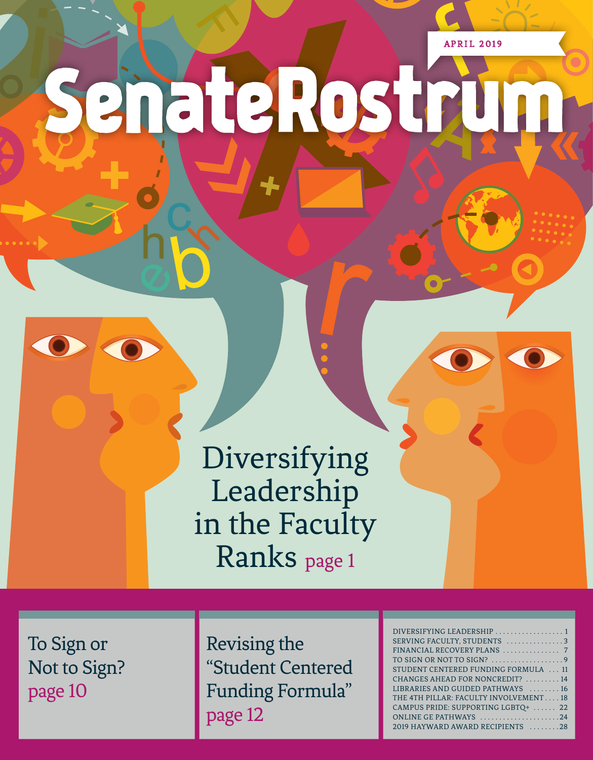APRIL 2019

# SenateRostrum

## Diversifying Leadership in the Faculty Ranks page 1

To Sign or Not to Sign? page 10

Revising the "Student Centered Funding Formula" page 12

| | |
|---|---|
| DIVERSIFYING LEADERSHIP | 1 |
| SERVING FACULTY, STUDENTS | 3 |
| FINANCIAL RECOVERY PLANS | 7 |
| TO SIGN OR NOT TO SIGN? | 9 |
| STUDENT CENTERED FUNDING FORMULA | 11 |
| CHANGES AHEAD FOR NONCREDIT? | 14 |
| LIBRARIES AND GUIDED PATHWAYS | 16 |
| THE 4TH PILLAR: FACULTY INVOLVEMENT | 18 |
| CAMPUS PRIDE: SUPPORTING LGBTQ+ | 22 |
| ONLINE GE PATHWAYS | 24 |
| 2019 HAYWARD AWARD RECIPIENTS | 28 |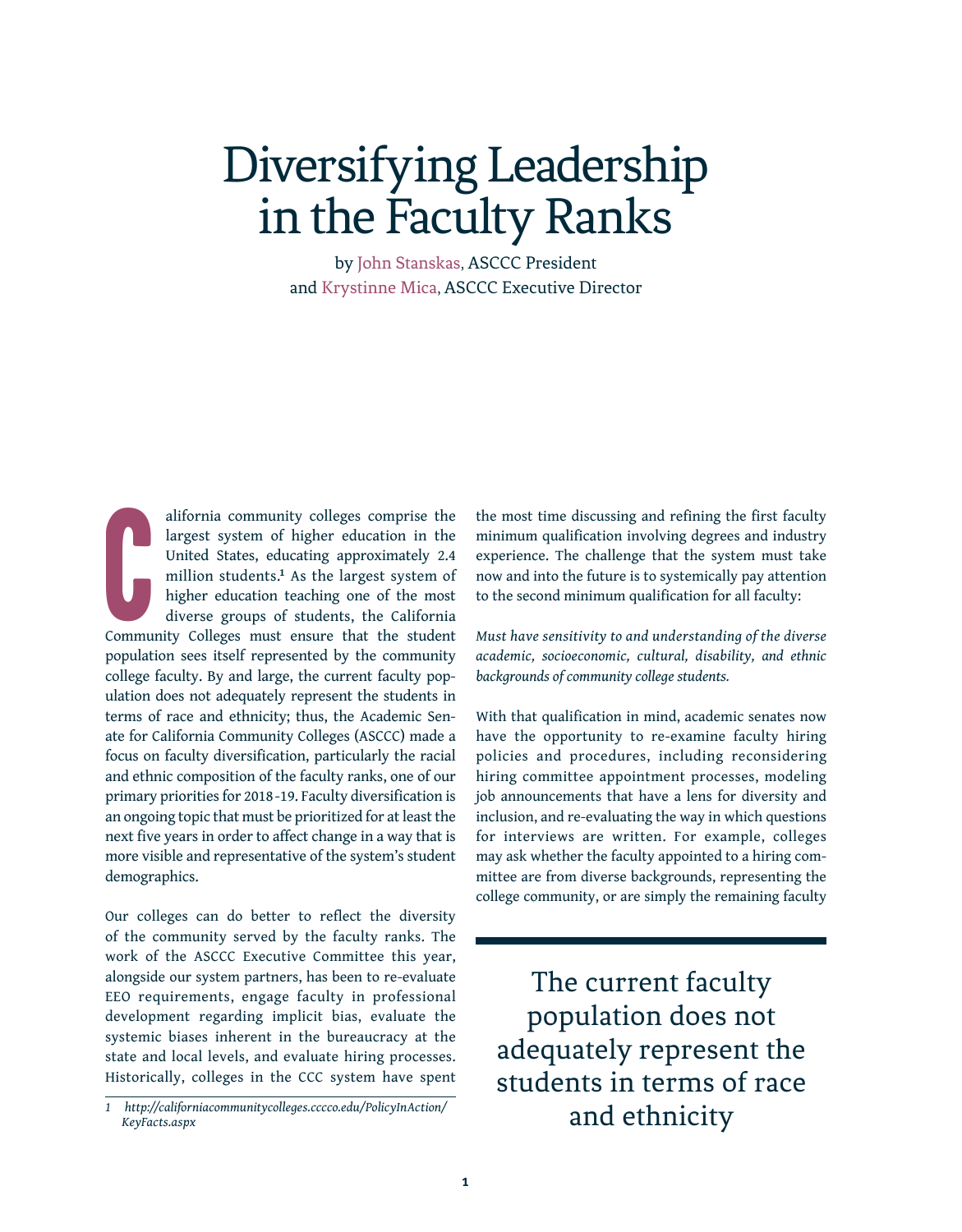# Diversifying Leadership in the Faculty Ranks

by John Stanskas, ASCCC President
and Krystinne Mica, ASCCC Executive Director

California community colleges comprise the largest system of higher education in the United States, educating approximately 2.4 million students.[1] As the largest system of higher education teaching one of the most diverse groups of students, the California Community Colleges must ensure that the student population sees itself represented by the community college faculty. By and large, the current faculty population does not adequately represent the students in terms of race and ethnicity; thus, the Academic Senate for California Community Colleges (ASCCC) made a focus on faculty diversification, particularly the racial and ethnic composition of the faculty ranks, one of our primary priorities for 2018-19. Faculty diversification is an ongoing topic that must be prioritized for at least the next five years in order to affect change in a way that is more visible and representative of the system's student demographics.

Our colleges can do better to reflect the diversity of the community served by the faculty ranks. The work of the ASCCC Executive Committee this year, alongside our system partners, has been to re-evaluate EEO requirements, engage faculty in professional development regarding implicit bias, evaluate the systemic biases inherent in the bureaucracy at the state and local levels, and evaluate hiring processes. Historically, colleges in the CCC system have spent the most time discussing and refining the first faculty minimum qualification involving degrees and industry experience. The challenge that the system must take now and into the future is to systemically pay attention to the second minimum qualification for all faculty:

*Must have sensitivity to and understanding of the diverse academic, socioeconomic, cultural, disability, and ethnic backgrounds of community college students.*

With that qualification in mind, academic senates now have the opportunity to re-examine faculty hiring policies and procedures, including reconsidering hiring committee appointment processes, modeling job announcements that have a lens for diversity and inclusion, and re-evaluating the way in which questions for interviews are written. For example, colleges may ask whether the faculty appointed to a hiring committee are from diverse backgrounds, representing the college community, or are simply the remaining faculty

> The current faculty population does not adequately represent the students in terms of race and ethnicity

1 *http://californiacommunitycolleges.cccco.edu/PolicyInAction/KeyFacts.aspx*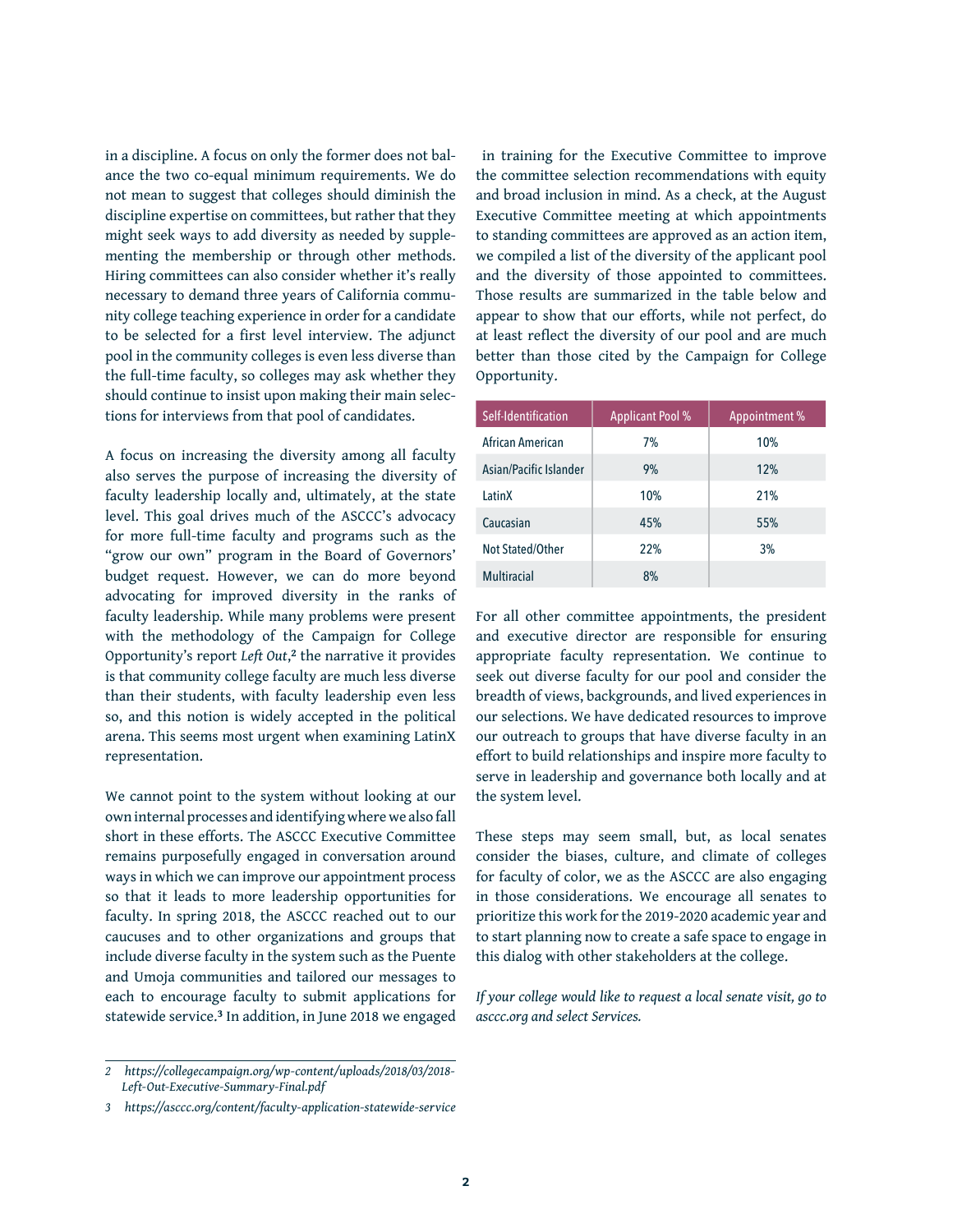in a discipline. A focus on only the former does not balance the two co-equal minimum requirements. We do not mean to suggest that colleges should diminish the discipline expertise on committees, but rather that they might seek ways to add diversity as needed by supplementing the membership or through other methods. Hiring committees can also consider whether it's really necessary to demand three years of California community college teaching experience in order for a candidate to be selected for a first level interview. The adjunct pool in the community colleges is even less diverse than the full-time faculty, so colleges may ask whether they should continue to insist upon making their main selections for interviews from that pool of candidates.

A focus on increasing the diversity among all faculty also serves the purpose of increasing the diversity of faculty leadership locally and, ultimately, at the state level. This goal drives much of the ASCCC's advocacy for more full-time faculty and programs such as the "grow our own" program in the Board of Governors' budget request. However, we can do more beyond advocating for improved diversity in the ranks of faculty leadership. While many problems were present with the methodology of the Campaign for College Opportunity's report *Left Out*,[2] the narrative it provides is that community college faculty are much less diverse than their students, with faculty leadership even less so, and this notion is widely accepted in the political arena. This seems most urgent when examining LatinX representation.

We cannot point to the system without looking at our own internal processes and identifying where we also fall short in these efforts. The ASCCC Executive Committee remains purposefully engaged in conversation around ways in which we can improve our appointment process so that it leads to more leadership opportunities for faculty. In spring 2018, the ASCCC reached out to our caucuses and to other organizations and groups that include diverse faculty in the system such as the Puente and Umoja communities and tailored our messages to each to encourage faculty to submit applications for statewide service.[3] In addition, in June 2018 we engaged in training for the Executive Committee to improve the committee selection recommendations with equity and broad inclusion in mind. As a check, at the August Executive Committee meeting at which appointments to standing committees are approved as an action item, we compiled a list of the diversity of the applicant pool and the diversity of those appointed to committees. Those results are summarized in the table below and appear to show that our efforts, while not perfect, do at least reflect the diversity of our pool and are much better than those cited by the Campaign for College Opportunity.

| Self-Identification | Applicant Pool % | Appointment % |
|---|---|---|
| African American | 7% | 10% |
| Asian/Pacific Islander | 9% | 12% |
| LatinX | 10% | 21% |
| Caucasian | 45% | 55% |
| Not Stated/Other | 22% | 3% |
| Multiracial | 8% | |

For all other committee appointments, the president and executive director are responsible for ensuring appropriate faculty representation. We continue to seek out diverse faculty for our pool and consider the breadth of views, backgrounds, and lived experiences in our selections. We have dedicated resources to improve our outreach to groups that have diverse faculty in an effort to build relationships and inspire more faculty to serve in leadership and governance both locally and at the system level.

These steps may seem small, but, as local senates consider the biases, culture, and climate of colleges for faculty of color, we as the ASCCC are also engaging in those considerations. We encourage all senates to prioritize this work for the 2019-2020 academic year and to start planning now to create a safe space to engage in this dialog with other stakeholders at the college.

*If your college would like to request a local senate visit, go to asccc.org and select Services.*

---

2 *https://collegecampaign.org/wp-content/uploads/2018/03/2018-Left-Out-Executive-Summary-Final.pdf*

3 *https://asccc.org/content/faculty-application-statewide-service*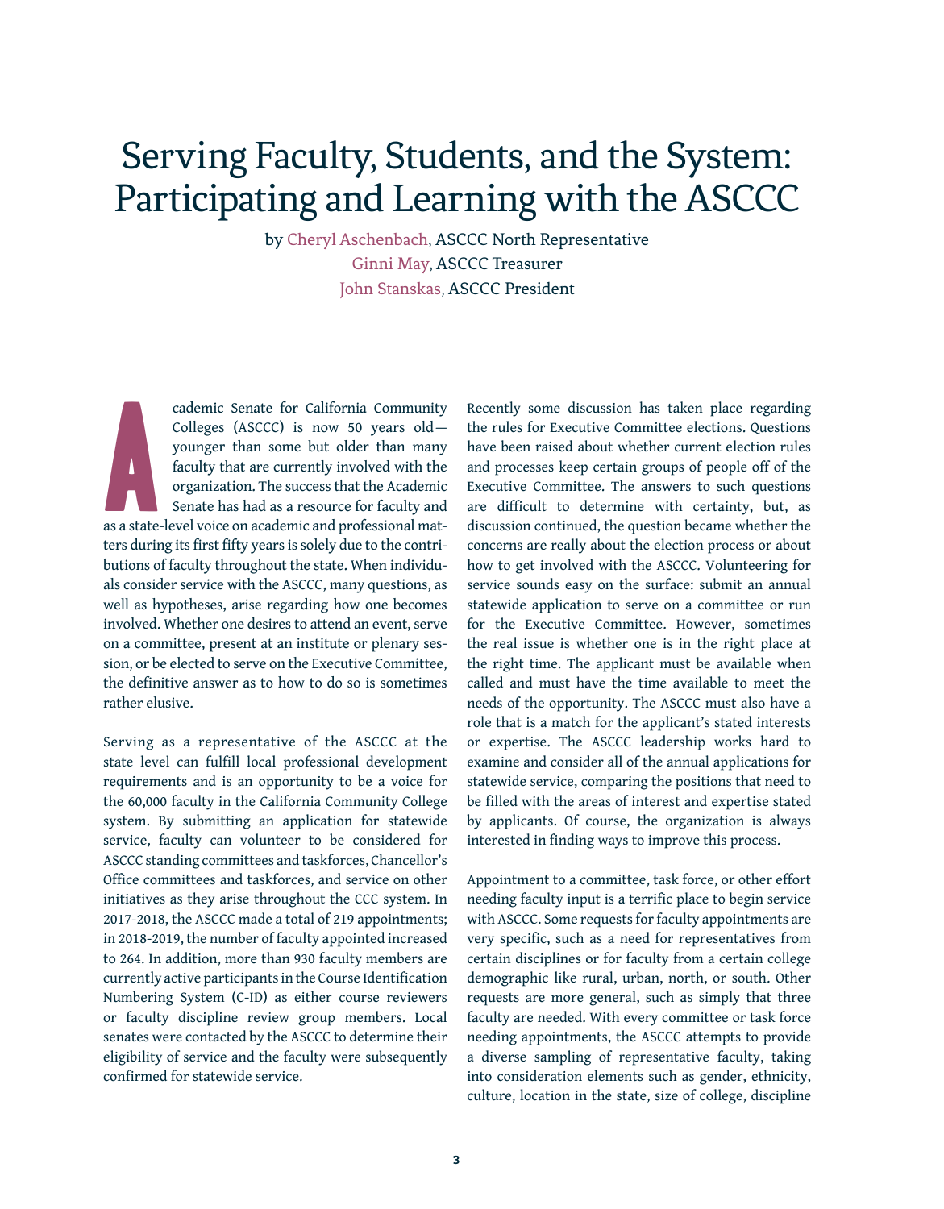# Serving Faculty, Students, and the System: Participating and Learning with the ASCCC

by Cheryl Aschenbach, ASCCC North Representative
Ginni May, ASCCC Treasurer
John Stanskas, ASCCC President

Academic Senate for California Community Colleges (ASCCC) is now 50 years old—younger than some but older than many faculty that are currently involved with the organization. The success that the Academic Senate has had as a resource for faculty and as a state-level voice on academic and professional matters during its first fifty years is solely due to the contributions of faculty throughout the state. When individuals consider service with the ASCCC, many questions, as well as hypotheses, arise regarding how one becomes involved. Whether one desires to attend an event, serve on a committee, present at an institute or plenary session, or be elected to serve on the Executive Committee, the definitive answer as to how to do so is sometimes rather elusive.

Serving as a representative of the ASCCC at the state level can fulfill local professional development requirements and is an opportunity to be a voice for the 60,000 faculty in the California Community College system. By submitting an application for statewide service, faculty can volunteer to be considered for ASCCC standing committees and taskforces, Chancellor's Office committees and taskforces, and service on other initiatives as they arise throughout the CCC system. In 2017-2018, the ASCCC made a total of 219 appointments; in 2018-2019, the number of faculty appointed increased to 264. In addition, more than 930 faculty members are currently active participants in the Course Identification Numbering System (C-ID) as either course reviewers or faculty discipline review group members. Local senates were contacted by the ASCCC to determine their eligibility of service and the faculty were subsequently confirmed for statewide service.

Recently some discussion has taken place regarding the rules for Executive Committee elections. Questions have been raised about whether current election rules and processes keep certain groups of people off of the Executive Committee. The answers to such questions are difficult to determine with certainty, but, as discussion continued, the question became whether the concerns are really about the election process or about how to get involved with the ASCCC. Volunteering for service sounds easy on the surface: submit an annual statewide application to serve on a committee or run for the Executive Committee. However, sometimes the real issue is whether one is in the right place at the right time. The applicant must be available when called and must have the time available to meet the needs of the opportunity. The ASCCC must also have a role that is a match for the applicant's stated interests or expertise. The ASCCC leadership works hard to examine and consider all of the annual applications for statewide service, comparing the positions that need to be filled with the areas of interest and expertise stated by applicants. Of course, the organization is always interested in finding ways to improve this process.

Appointment to a committee, task force, or other effort needing faculty input is a terrific place to begin service with ASCCC. Some requests for faculty appointments are very specific, such as a need for representatives from certain disciplines or for faculty from a certain college demographic like rural, urban, north, or south. Other requests are more general, such as simply that three faculty are needed. With every committee or task force needing appointments, the ASCCC attempts to provide a diverse sampling of representative faculty, taking into consideration elements such as gender, ethnicity, culture, location in the state, size of college, discipline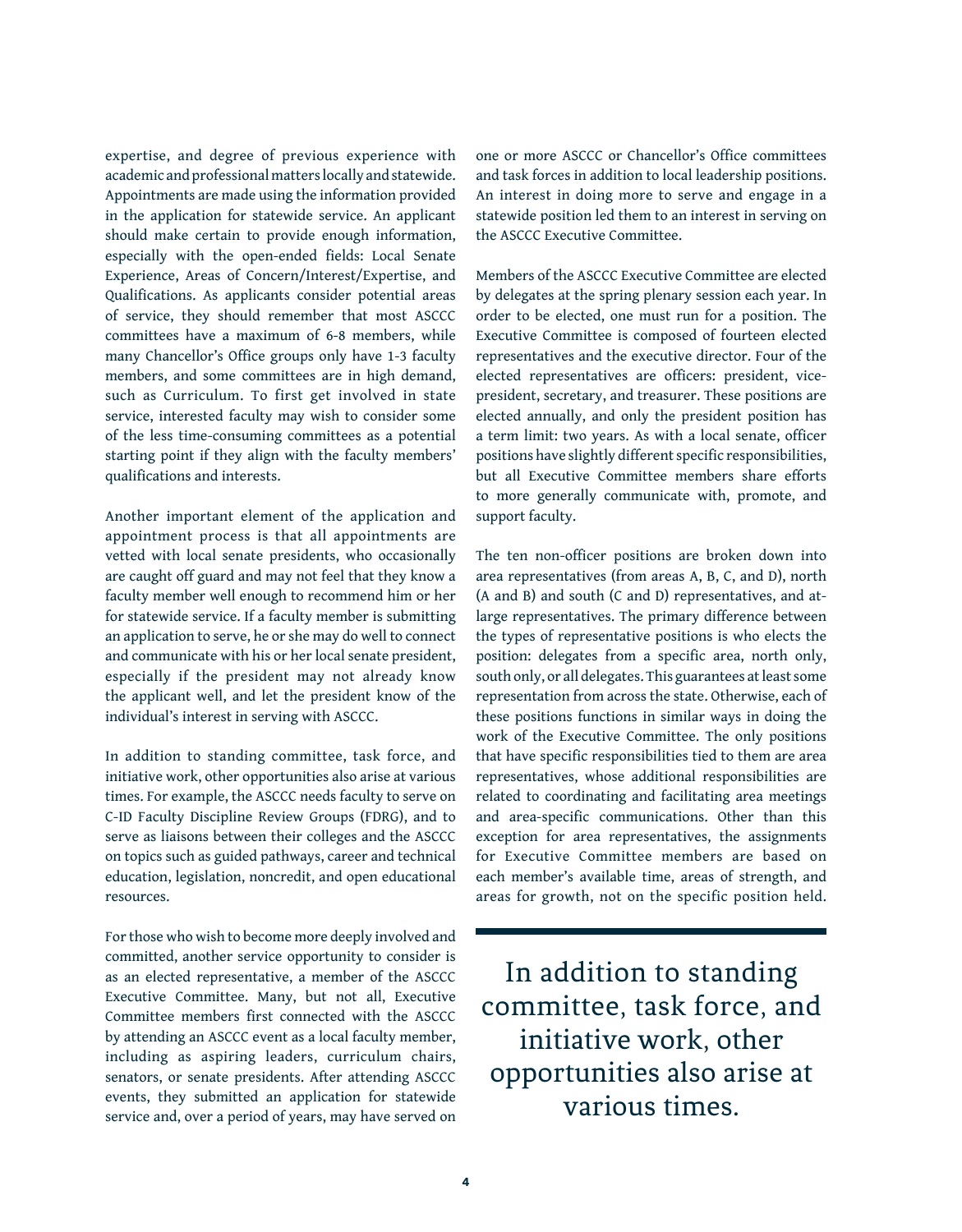expertise, and degree of previous experience with academic and professional matters locally and statewide. Appointments are made using the information provided in the application for statewide service. An applicant should make certain to provide enough information, especially with the open-ended fields: Local Senate Experience, Areas of Concern/Interest/Expertise, and Qualifications. As applicants consider potential areas of service, they should remember that most ASCCC committees have a maximum of 6-8 members, while many Chancellor's Office groups only have 1-3 faculty members, and some committees are in high demand, such as Curriculum. To first get involved in state service, interested faculty may wish to consider some of the less time-consuming committees as a potential starting point if they align with the faculty members' qualifications and interests.

Another important element of the application and appointment process is that all appointments are vetted with local senate presidents, who occasionally are caught off guard and may not feel that they know a faculty member well enough to recommend him or her for statewide service. If a faculty member is submitting an application to serve, he or she may do well to connect and communicate with his or her local senate president, especially if the president may not already know the applicant well, and let the president know of the individual's interest in serving with ASCCC.

In addition to standing committee, task force, and initiative work, other opportunities also arise at various times. For example, the ASCCC needs faculty to serve on C-ID Faculty Discipline Review Groups (FDRG), and to serve as liaisons between their colleges and the ASCCC on topics such as guided pathways, career and technical education, legislation, noncredit, and open educational resources.

For those who wish to become more deeply involved and committed, another service opportunity to consider is as an elected representative, a member of the ASCCC Executive Committee. Many, but not all, Executive Committee members first connected with the ASCCC by attending an ASCCC event as a local faculty member, including as aspiring leaders, curriculum chairs, senators, or senate presidents. After attending ASCCC events, they submitted an application for statewide service and, over a period of years, may have served on one or more ASCCC or Chancellor's Office committees and task forces in addition to local leadership positions. An interest in doing more to serve and engage in a statewide position led them to an interest in serving on the ASCCC Executive Committee.

Members of the ASCCC Executive Committee are elected by delegates at the spring plenary session each year. In order to be elected, one must run for a position. The Executive Committee is composed of fourteen elected representatives and the executive director. Four of the elected representatives are officers: president, vice-president, secretary, and treasurer. These positions are elected annually, and only the president position has a term limit: two years. As with a local senate, officer positions have slightly different specific responsibilities, but all Executive Committee members share efforts to more generally communicate with, promote, and support faculty.

The ten non-officer positions are broken down into area representatives (from areas A, B, C, and D), north (A and B) and south (C and D) representatives, and at-large representatives. The primary difference between the types of representative positions is who elects the position: delegates from a specific area, north only, south only, or all delegates. This guarantees at least some representation from across the state. Otherwise, each of these positions functions in similar ways in doing the work of the Executive Committee. The only positions that have specific responsibilities tied to them are area representatives, whose additional responsibilities are related to coordinating and facilitating area meetings and area-specific communications. Other than this exception for area representatives, the assignments for Executive Committee members are based on each member's available time, areas of strength, and areas for growth, not on the specific position held.

> In addition to standing committee, task force, and initiative work, other opportunities also arise at various times.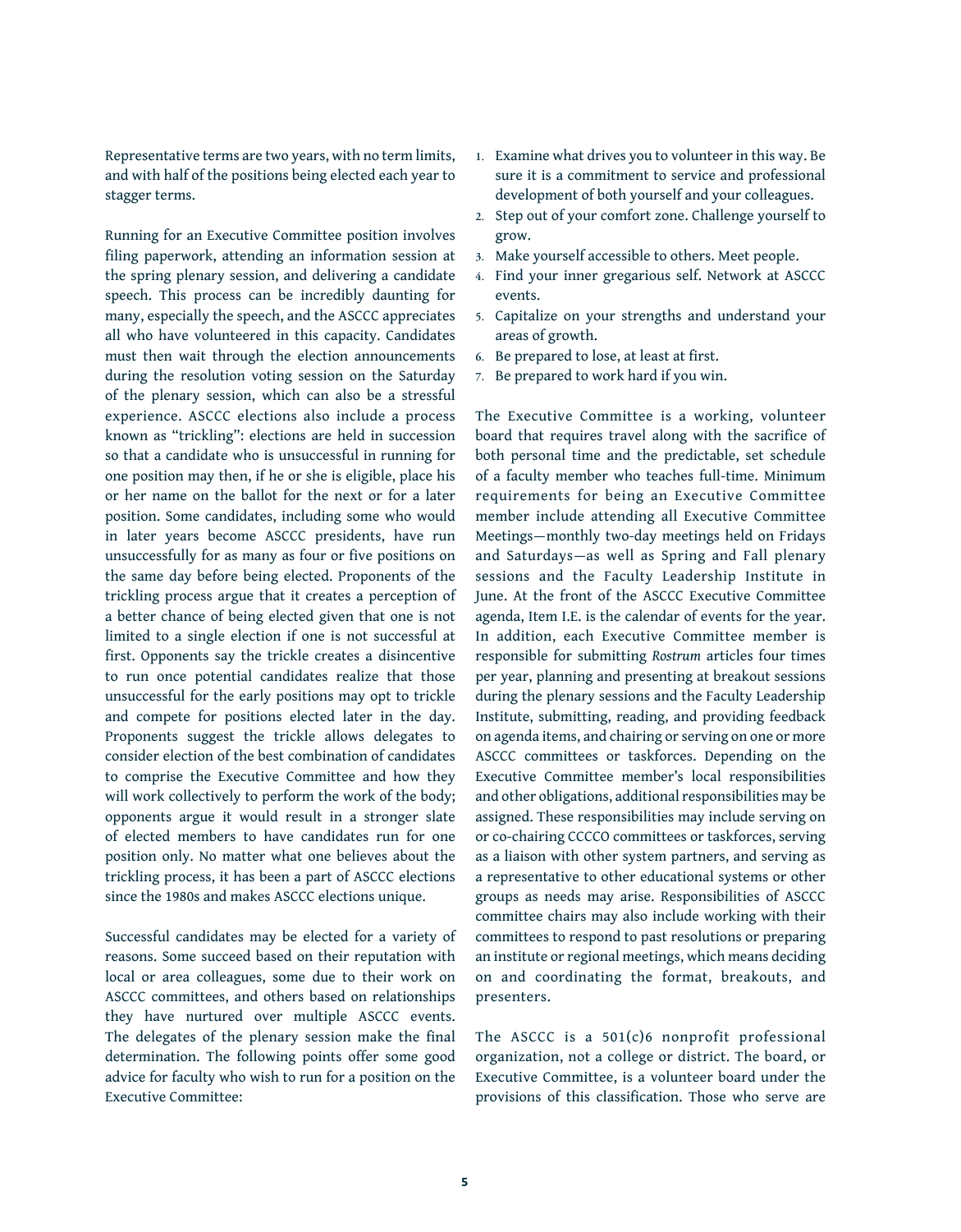Representative terms are two years, with no term limits, and with half of the positions being elected each year to stagger terms.

Running for an Executive Committee position involves filing paperwork, attending an information session at the spring plenary session, and delivering a candidate speech. This process can be incredibly daunting for many, especially the speech, and the ASCCC appreciates all who have volunteered in this capacity. Candidates must then wait through the election announcements during the resolution voting session on the Saturday of the plenary session, which can also be a stressful experience. ASCCC elections also include a process known as "trickling": elections are held in succession so that a candidate who is unsuccessful in running for one position may then, if he or she is eligible, place his or her name on the ballot for the next or for a later position. Some candidates, including some who would in later years become ASCCC presidents, have run unsuccessfully for as many as four or five positions on the same day before being elected. Proponents of the trickling process argue that it creates a perception of a better chance of being elected given that one is not limited to a single election if one is not successful at first. Opponents say the trickle creates a disincentive to run once potential candidates realize that those unsuccessful for the early positions may opt to trickle and compete for positions elected later in the day. Proponents suggest the trickle allows delegates to consider election of the best combination of candidates to comprise the Executive Committee and how they will work collectively to perform the work of the body; opponents argue it would result in a stronger slate of elected members to have candidates run for one position only. No matter what one believes about the trickling process, it has been a part of ASCCC elections since the 1980s and makes ASCCC elections unique.

Successful candidates may be elected for a variety of reasons. Some succeed based on their reputation with local or area colleagues, some due to their work on ASCCC committees, and others based on relationships they have nurtured over multiple ASCCC events. The delegates of the plenary session make the final determination. The following points offer some good advice for faculty who wish to run for a position on the Executive Committee:

1. Examine what drives you to volunteer in this way. Be sure it is a commitment to service and professional development of both yourself and your colleagues.
2. Step out of your comfort zone. Challenge yourself to grow.
3. Make yourself accessible to others. Meet people.
4. Find your inner gregarious self. Network at ASCCC events.
5. Capitalize on your strengths and understand your areas of growth.
6. Be prepared to lose, at least at first.
7. Be prepared to work hard if you win.

The Executive Committee is a working, volunteer board that requires travel along with the sacrifice of both personal time and the predictable, set schedule of a faculty member who teaches full-time. Minimum requirements for being an Executive Committee member include attending all Executive Committee Meetings—monthly two-day meetings held on Fridays and Saturdays—as well as Spring and Fall plenary sessions and the Faculty Leadership Institute in June. At the front of the ASCCC Executive Committee agenda, Item I.E. is the calendar of events for the year. In addition, each Executive Committee member is responsible for submitting *Rostrum* articles four times per year, planning and presenting at breakout sessions during the plenary sessions and the Faculty Leadership Institute, submitting, reading, and providing feedback on agenda items, and chairing or serving on one or more ASCCC committees or taskforces. Depending on the Executive Committee member's local responsibilities and other obligations, additional responsibilities may be assigned. These responsibilities may include serving on or co-chairing CCCCO committees or taskforces, serving as a liaison with other system partners, and serving as a representative to other educational systems or other groups as needs may arise. Responsibilities of ASCCC committee chairs may also include working with their committees to respond to past resolutions or preparing an institute or regional meetings, which means deciding on and coordinating the format, breakouts, and presenters.

The ASCCC is a 501(c)6 nonprofit professional organization, not a college or district. The board, or Executive Committee, is a volunteer board under the provisions of this classification. Those who serve are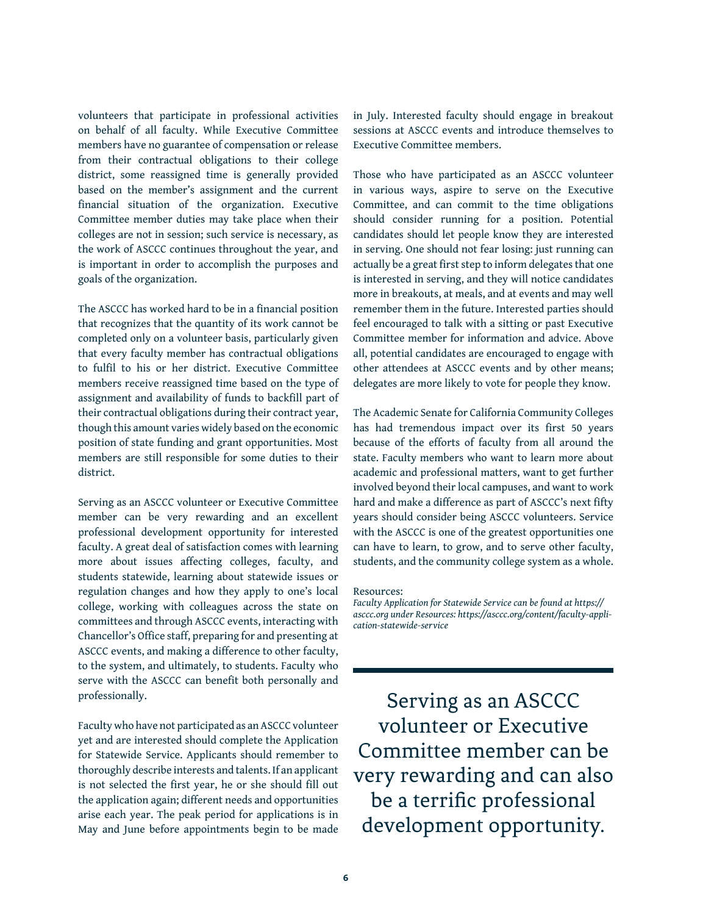volunteers that participate in professional activities on behalf of all faculty. While Executive Committee members have no guarantee of compensation or release from their contractual obligations to their college district, some reassigned time is generally provided based on the member's assignment and the current financial situation of the organization. Executive Committee member duties may take place when their colleges are not in session; such service is necessary, as the work of ASCCC continues throughout the year, and is important in order to accomplish the purposes and goals of the organization.

The ASCCC has worked hard to be in a financial position that recognizes that the quantity of its work cannot be completed only on a volunteer basis, particularly given that every faculty member has contractual obligations to fulfil to his or her district. Executive Committee members receive reassigned time based on the type of assignment and availability of funds to backfill part of their contractual obligations during their contract year, though this amount varies widely based on the economic position of state funding and grant opportunities. Most members are still responsible for some duties to their district.

Serving as an ASCCC volunteer or Executive Committee member can be very rewarding and an excellent professional development opportunity for interested faculty. A great deal of satisfaction comes with learning more about issues affecting colleges, faculty, and students statewide, learning about statewide issues or regulation changes and how they apply to one's local college, working with colleagues across the state on committees and through ASCCC events, interacting with Chancellor's Office staff, preparing for and presenting at ASCCC events, and making a difference to other faculty, to the system, and ultimately, to students. Faculty who serve with the ASCCC can benefit both personally and professionally.

Faculty who have not participated as an ASCCC volunteer yet and are interested should complete the Application for Statewide Service. Applicants should remember to thoroughly describe interests and talents. If an applicant is not selected the first year, he or she should fill out the application again; different needs and opportunities arise each year. The peak period for applications is in May and June before appointments begin to be made in July. Interested faculty should engage in breakout sessions at ASCCC events and introduce themselves to Executive Committee members.

Those who have participated as an ASCCC volunteer in various ways, aspire to serve on the Executive Committee, and can commit to the time obligations should consider running for a position. Potential candidates should let people know they are interested in serving. One should not fear losing: just running can actually be a great first step to inform delegates that one is interested in serving, and they will notice candidates more in breakouts, at meals, and at events and may well remember them in the future. Interested parties should feel encouraged to talk with a sitting or past Executive Committee member for information and advice. Above all, potential candidates are encouraged to engage with other attendees at ASCCC events and by other means; delegates are more likely to vote for people they know.

The Academic Senate for California Community Colleges has had tremendous impact over its first 50 years because of the efforts of faculty from all around the state. Faculty members who want to learn more about academic and professional matters, want to get further involved beyond their local campuses, and want to work hard and make a difference as part of ASCCC's next fifty years should consider being ASCCC volunteers. Service with the ASCCC is one of the greatest opportunities one can have to learn, to grow, and to serve other faculty, students, and the community college system as a whole.

Resources:

*Faculty Application for Statewide Service can be found at https://asccc.org under Resources: https://asccc.org/content/faculty-application-statewide-service*

> Serving as an ASCCC volunteer or Executive Committee member can be very rewarding and can also be a terrific professional development opportunity.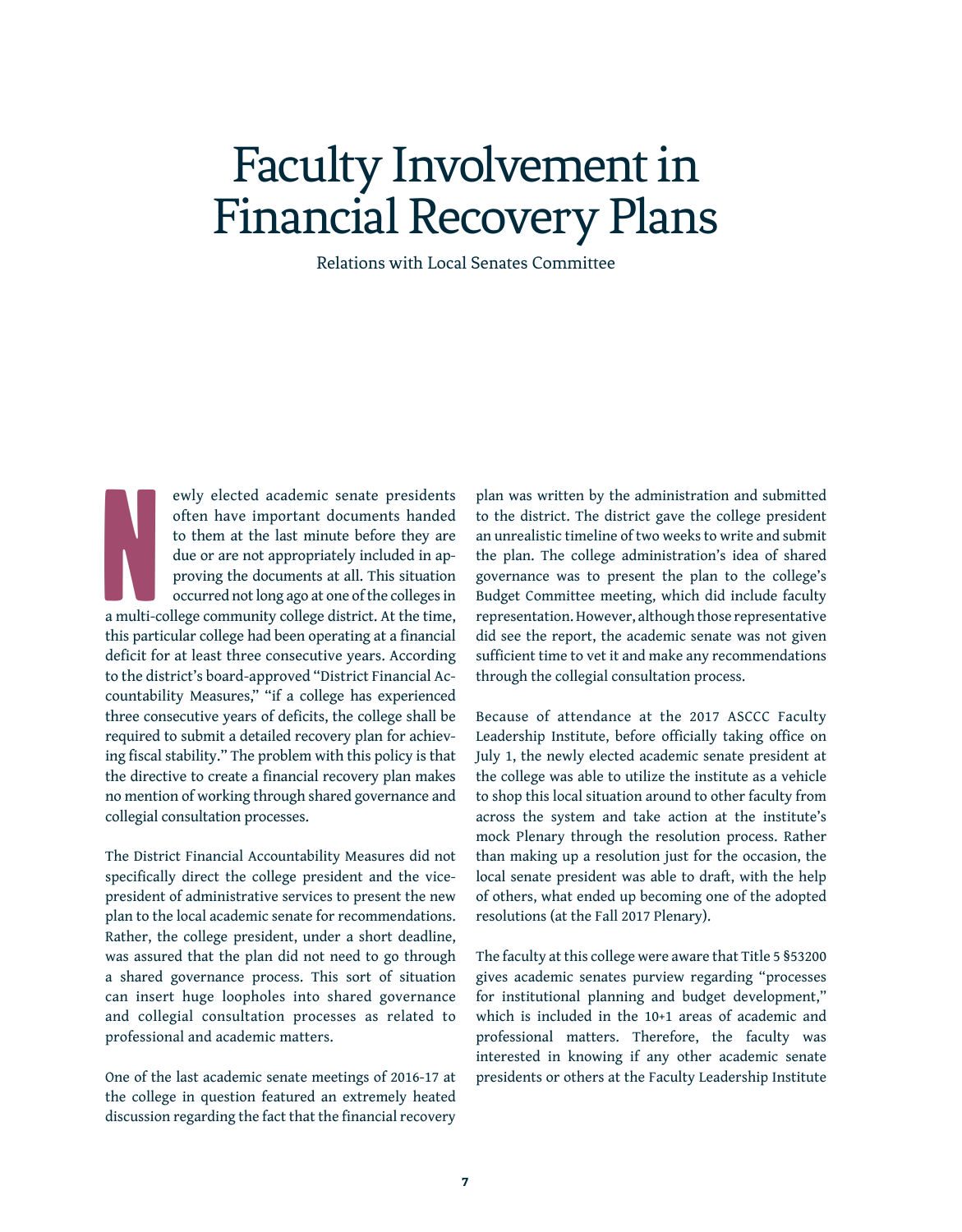# Faculty Involvement in Financial Recovery Plans

Relations with Local Senates Committee

Newly elected academic senate presidents often have important documents handed to them at the last minute before they are due or are not appropriately included in approving the documents at all. This situation occurred not long ago at one of the colleges in a multi-college community college district. At the time, this particular college had been operating at a financial deficit for at least three consecutive years. According to the district's board-approved "District Financial Accountability Measures," "if a college has experienced three consecutive years of deficits, the college shall be required to submit a detailed recovery plan for achieving fiscal stability." The problem with this policy is that the directive to create a financial recovery plan makes no mention of working through shared governance and collegial consultation processes.

The District Financial Accountability Measures did not specifically direct the college president and the vice-president of administrative services to present the new plan to the local academic senate for recommendations. Rather, the college president, under a short deadline, was assured that the plan did not need to go through a shared governance process. This sort of situation can insert huge loopholes into shared governance and collegial consultation processes as related to professional and academic matters.

One of the last academic senate meetings of 2016-17 at the college in question featured an extremely heated discussion regarding the fact that the financial recovery plan was written by the administration and submitted to the district. The district gave the college president an unrealistic timeline of two weeks to write and submit the plan. The college administration's idea of shared governance was to present the plan to the college's Budget Committee meeting, which did include faculty representation. However, although those representative did see the report, the academic senate was not given sufficient time to vet it and make any recommendations through the collegial consultation process.

Because of attendance at the 2017 ASCCC Faculty Leadership Institute, before officially taking office on July 1, the newly elected academic senate president at the college was able to utilize the institute as a vehicle to shop this local situation around to other faculty from across the system and take action at the institute's mock Plenary through the resolution process. Rather than making up a resolution just for the occasion, the local senate president was able to draft, with the help of others, what ended up becoming one of the adopted resolutions (at the Fall 2017 Plenary).

The faculty at this college were aware that Title 5 §53200 gives academic senates purview regarding "processes for institutional planning and budget development," which is included in the 10+1 areas of academic and professional matters. Therefore, the faculty was interested in knowing if any other academic senate presidents or others at the Faculty Leadership Institute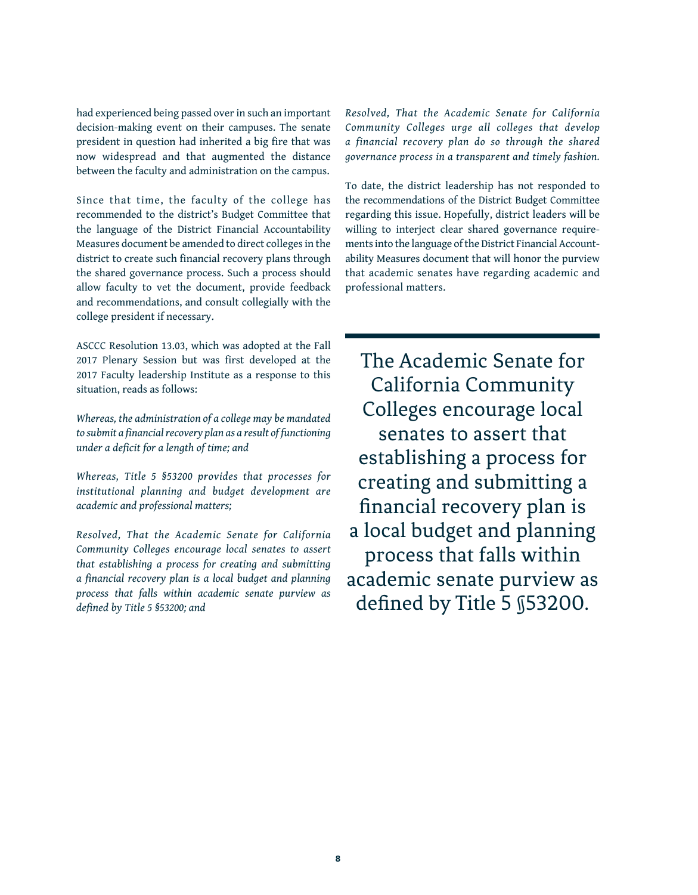had experienced being passed over in such an important decision-making event on their campuses. The senate president in question had inherited a big fire that was now widespread and that augmented the distance between the faculty and administration on the campus.

Since that time, the faculty of the college has recommended to the district's Budget Committee that the language of the District Financial Accountability Measures document be amended to direct colleges in the district to create such financial recovery plans through the shared governance process. Such a process should allow faculty to vet the document, provide feedback and recommendations, and consult collegially with the college president if necessary.

ASCCC Resolution 13.03, which was adopted at the Fall 2017 Plenary Session but was first developed at the 2017 Faculty leadership Institute as a response to this situation, reads as follows:

*Whereas, the administration of a college may be mandated to submit a financial recovery plan as a result of functioning under a deficit for a length of time; and*

*Whereas, Title 5 §53200 provides that processes for institutional planning and budget development are academic and professional matters;*

*Resolved, That the Academic Senate for California Community Colleges encourage local senates to assert that establishing a process for creating and submitting a financial recovery plan is a local budget and planning process that falls within academic senate purview as defined by Title 5 §53200; and*

*Resolved, That the Academic Senate for California Community Colleges urge all colleges that develop a financial recovery plan do so through the shared governance process in a transparent and timely fashion.*

To date, the district leadership has not responded to the recommendations of the District Budget Committee regarding this issue. Hopefully, district leaders will be willing to interject clear shared governance requirements into the language of the District Financial Accountability Measures document that will honor the purview that academic senates have regarding academic and professional matters.

> The Academic Senate for California Community Colleges encourage local senates to assert that establishing a process for creating and submitting a financial recovery plan is a local budget and planning process that falls within academic senate purview as defined by Title 5 §53200.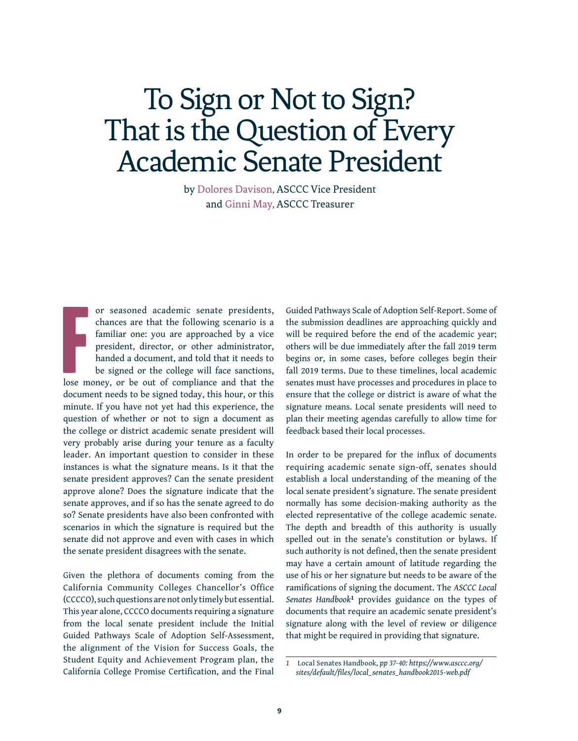# To Sign or Not to Sign? That is the Question of Every Academic Senate President

by Dolores Davison, ASCCC Vice President
and Ginni May, ASCCC Treasurer

For seasoned academic senate presidents, chances are that the following scenario is a familiar one: you are approached by a vice president, director, or other administrator, handed a document, and told that it needs to be signed or the college will face sanctions, lose money, or be out of compliance and that the document needs to be signed today, this hour, or this minute. If you have not yet had this experience, the question of whether or not to sign a document as the college or district academic senate president will very probably arise during your tenure as a faculty leader. An important question to consider in these instances is what the signature means. Is it that the senate president approves? Can the senate president approve alone? Does the signature indicate that the senate approves, and if so has the senate agreed to do so? Senate presidents have also been confronted with scenarios in which the signature is required but the senate did not approve and even with cases in which the senate president disagrees with the senate.

Given the plethora of documents coming from the California Community Colleges Chancellor's Office (CCCCO), such questions are not only timely but essential. This year alone, CCCCO documents requiring a signature from the local senate president include the Initial Guided Pathways Scale of Adoption Self-Assessment, the alignment of the Vision for Success Goals, the Student Equity and Achievement Program plan, the California College Promise Certification, and the Final Guided Pathways Scale of Adoption Self-Report. Some of the submission deadlines are approaching quickly and will be required before the end of the academic year; others will be due immediately after the fall 2019 term begins or, in some cases, before colleges begin their fall 2019 terms. Due to these timelines, local academic senates must have processes and procedures in place to ensure that the college or district is aware of what the signature means. Local senate presidents will need to plan their meeting agendas carefully to allow time for feedback based their local processes.

In order to be prepared for the influx of documents requiring academic senate sign-off, senates should establish a local understanding of the meaning of the local senate president's signature. The senate president normally has some decision-making authority as the elected representative of the college academic senate. The depth and breadth of this authority is usually spelled out in the senate's constitution or bylaws. If such authority is not defined, then the senate president may have a certain amount of latitude regarding the use of his or her signature but needs to be aware of the ramifications of signing the document. The *ASCCC Local Senates Handbook*[1] provides guidance on the types of documents that require an academic senate president's signature along with the level of review or diligence that might be required in providing that signature.

---

1 Local Senates Handbook, *pp 37-40: https://www.asccc.org/sites/default/files/local_senates_handbook2015-web.pdf*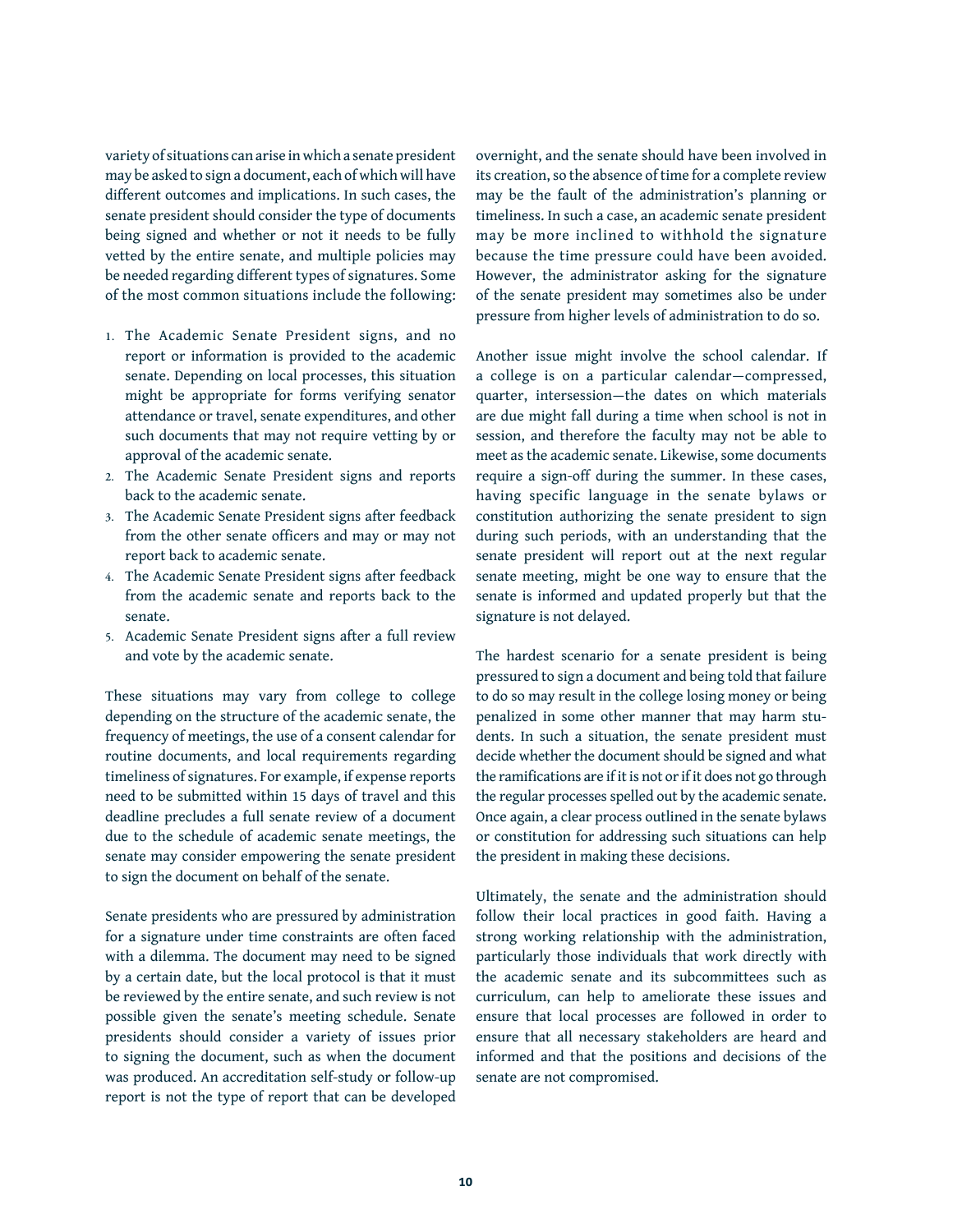variety of situations can arise in which a senate president may be asked to sign a document, each of which will have different outcomes and implications. In such cases, the senate president should consider the type of documents being signed and whether or not it needs to be fully vetted by the entire senate, and multiple policies may be needed regarding different types of signatures. Some of the most common situations include the following:

1. The Academic Senate President signs, and no report or information is provided to the academic senate. Depending on local processes, this situation might be appropriate for forms verifying senator attendance or travel, senate expenditures, and other such documents that may not require vetting by or approval of the academic senate.
2. The Academic Senate President signs and reports back to the academic senate.
3. The Academic Senate President signs after feedback from the other senate officers and may or may not report back to academic senate.
4. The Academic Senate President signs after feedback from the academic senate and reports back to the senate.
5. Academic Senate President signs after a full review and vote by the academic senate.

These situations may vary from college to college depending on the structure of the academic senate, the frequency of meetings, the use of a consent calendar for routine documents, and local requirements regarding timeliness of signatures. For example, if expense reports need to be submitted within 15 days of travel and this deadline precludes a full senate review of a document due to the schedule of academic senate meetings, the senate may consider empowering the senate president to sign the document on behalf of the senate.

Senate presidents who are pressured by administration for a signature under time constraints are often faced with a dilemma. The document may need to be signed by a certain date, but the local protocol is that it must be reviewed by the entire senate, and such review is not possible given the senate's meeting schedule. Senate presidents should consider a variety of issues prior to signing the document, such as when the document was produced. An accreditation self-study or follow-up report is not the type of report that can be developed overnight, and the senate should have been involved in its creation, so the absence of time for a complete review may be the fault of the administration's planning or timeliness. In such a case, an academic senate president may be more inclined to withhold the signature because the time pressure could have been avoided. However, the administrator asking for the signature of the senate president may sometimes also be under pressure from higher levels of administration to do so.

Another issue might involve the school calendar. If a college is on a particular calendar—compressed, quarter, intersession—the dates on which materials are due might fall during a time when school is not in session, and therefore the faculty may not be able to meet as the academic senate. Likewise, some documents require a sign-off during the summer. In these cases, having specific language in the senate bylaws or constitution authorizing the senate president to sign during such periods, with an understanding that the senate president will report out at the next regular senate meeting, might be one way to ensure that the senate is informed and updated properly but that the signature is not delayed.

The hardest scenario for a senate president is being pressured to sign a document and being told that failure to do so may result in the college losing money or being penalized in some other manner that may harm students. In such a situation, the senate president must decide whether the document should be signed and what the ramifications are if it is not or if it does not go through the regular processes spelled out by the academic senate. Once again, a clear process outlined in the senate bylaws or constitution for addressing such situations can help the president in making these decisions.

Ultimately, the senate and the administration should follow their local practices in good faith. Having a strong working relationship with the administration, particularly those individuals that work directly with the academic senate and its subcommittees such as curriculum, can help to ameliorate these issues and ensure that local processes are followed in order to ensure that all necessary stakeholders are heard and informed and that the positions and decisions of the senate are not compromised.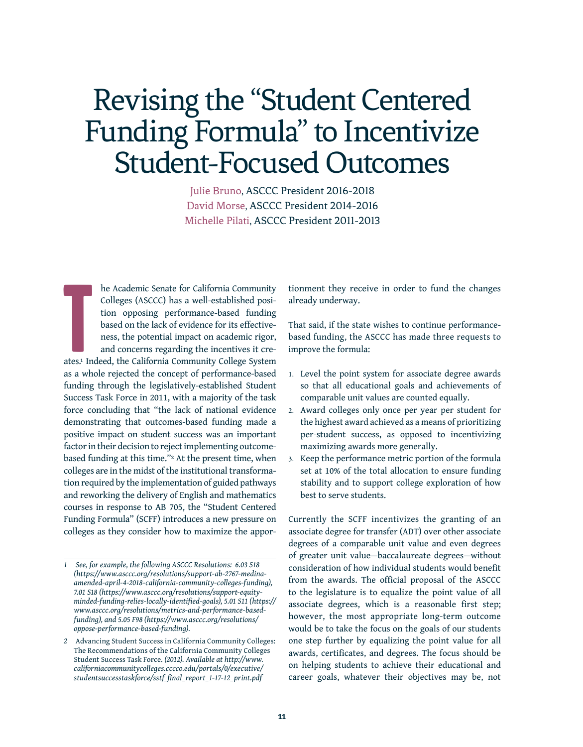# Revising the "Student Centered Funding Formula" to Incentivize Student-Focused Outcomes

Julie Bruno, ASCCC President 2016-2018
David Morse, ASCCC President 2014-2016
Michelle Pilati, ASCCC President 2011-2013

The Academic Senate for California Community Colleges (ASCCC) has a well-established position opposing performance-based funding based on the lack of evidence for its effectiveness, the potential impact on academic rigor, and concerns regarding the incentives it creates.[1] Indeed, the California Community College System as a whole rejected the concept of performance-based funding through the legislatively-established Student Success Task Force in 2011, with a majority of the task force concluding that "the lack of national evidence demonstrating that outcomes-based funding made a positive impact on student success was an important factor in their decision to reject implementing outcome-based funding at this time."[2] At the present time, when colleges are in the midst of the institutional transformation required by the implementation of guided pathways and reworking the delivery of English and mathematics courses in response to AB 705, the "Student Centered Funding Formula" (SCFF) introduces a new pressure on colleges as they consider how to maximize the apportionment they receive in order to fund the changes already underway.

That said, if the state wishes to continue performance-based funding, the ASCCC has made three requests to improve the formula:

1. Level the point system for associate degree awards so that all educational goals and achievements of comparable unit values are counted equally.
2. Award colleges only once per year per student for the highest award achieved as a means of prioritizing per-student success, as opposed to incentivizing maximizing awards more generally.
3. Keep the performance metric portion of the formula set at 10% of the total allocation to ensure funding stability and to support college exploration of how best to serve students.

Currently the SCFF incentivizes the granting of an associate degree for transfer (ADT) over other associate degrees of a comparable unit value and even degrees of greater unit value—baccalaureate degrees—without consideration of how individual students would benefit from the awards. The official proposal of the ASCCC to the legislature is to equalize the point value of all associate degrees, which is a reasonable first step; however, the most appropriate long-term outcome would be to take the focus on the goals of our students one step further by equalizing the point value for all awards, certificates, and degrees. The focus should be on helping students to achieve their educational and career goals, whatever their objectives may be, not

---

1 *See, for example, the following ASCCC Resolutions: 6.03 S18 (https://www.asccc.org/resolutions/support-ab-2767-medina-amended-april-4-2018-california-community-colleges-funding), 7.01 S18 (https://www.asccc.org/resolutions/support-equity-minded-funding-relies-locally-identified-goals), 5.01 S11 (https://www.asccc.org/resolutions/metrics-and-performance-based-funding), and 5.05 F98 (https://www.asccc.org/resolutions/oppose-performance-based-funding).*

2 Advancing Student Success in California Community Colleges: The Recommendations of the California Community Colleges Student Success Task Force. *(2012). Available at http://www.californiacommunitycolleges.cccco.edu/portals/0/executive/studentsuccesstaskforce/sstf_final_report_1-17-12_print.pdf*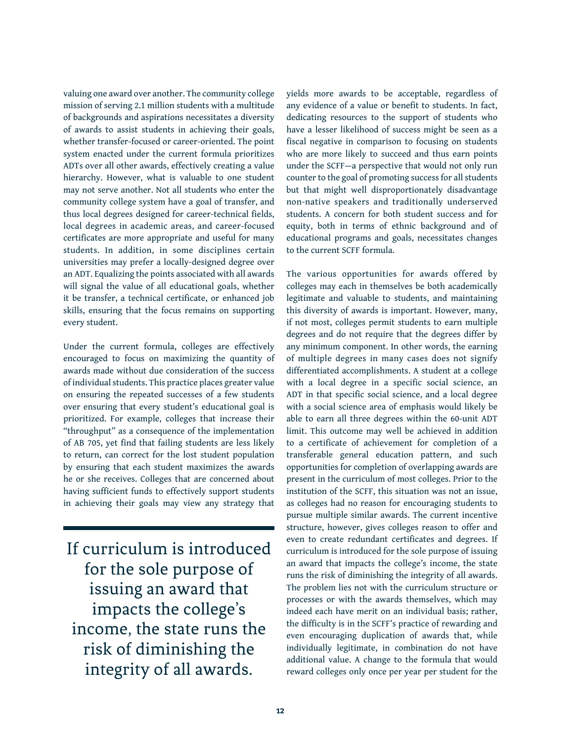valuing one award over another. The community college mission of serving 2.1 million students with a multitude of backgrounds and aspirations necessitates a diversity of awards to assist students in achieving their goals, whether transfer-focused or career-oriented. The point system enacted under the current formula prioritizes ADTs over all other awards, effectively creating a value hierarchy. However, what is valuable to one student may not serve another. Not all students who enter the community college system have a goal of transfer, and thus local degrees designed for career-technical fields, local degrees in academic areas, and career-focused certificates are more appropriate and useful for many students. In addition, in some disciplines certain universities may prefer a locally-designed degree over an ADT. Equalizing the points associated with all awards will signal the value of all educational goals, whether it be transfer, a technical certificate, or enhanced job skills, ensuring that the focus remains on supporting every student.

Under the current formula, colleges are effectively encouraged to focus on maximizing the quantity of awards made without due consideration of the success of individual students. This practice places greater value on ensuring the repeated successes of a few students over ensuring that every student's educational goal is prioritized. For example, colleges that increase their "throughput" as a consequence of the implementation of AB 705, yet find that failing students are less likely to return, can correct for the lost student population by ensuring that each student maximizes the awards he or she receives. Colleges that are concerned about having sufficient funds to effectively support students in achieving their goals may view any strategy that yields more awards to be acceptable, regardless of any evidence of a value or benefit to students. In fact, dedicating resources to the support of students who have a lesser likelihood of success might be seen as a fiscal negative in comparison to focusing on students who are more likely to succeed and thus earn points under the SCFF—a perspective that would not only run counter to the goal of promoting success for all students but that might well disproportionately disadvantage non-native speakers and traditionally underserved students. A concern for both student success and for equity, both in terms of ethnic background and of educational programs and goals, necessitates changes to the current SCFF formula.

> If curriculum is introduced for the sole purpose of issuing an award that impacts the college's income, the state runs the risk of diminishing the integrity of all awards.

The various opportunities for awards offered by colleges may each in themselves be both academically legitimate and valuable to students, and maintaining this diversity of awards is important. However, many, if not most, colleges permit students to earn multiple degrees and do not require that the degrees differ by any minimum component. In other words, the earning of multiple degrees in many cases does not signify differentiated accomplishments. A student at a college with a local degree in a specific social science, an ADT in that specific social science, and a local degree with a social science area of emphasis would likely be able to earn all three degrees within the 60-unit ADT limit. This outcome may well be achieved in addition to a certificate of achievement for completion of a transferable general education pattern, and such opportunities for completion of overlapping awards are present in the curriculum of most colleges. Prior to the institution of the SCFF, this situation was not an issue, as colleges had no reason for encouraging students to pursue multiple similar awards. The current incentive structure, however, gives colleges reason to offer and even to create redundant certificates and degrees. If curriculum is introduced for the sole purpose of issuing an award that impacts the college's income, the state runs the risk of diminishing the integrity of all awards. The problem lies not with the curriculum structure or processes or with the awards themselves, which may indeed each have merit on an individual basis; rather, the difficulty is in the SCFF's practice of rewarding and even encouraging duplication of awards that, while individually legitimate, in combination do not have additional value. A change to the formula that would reward colleges only once per year per student for the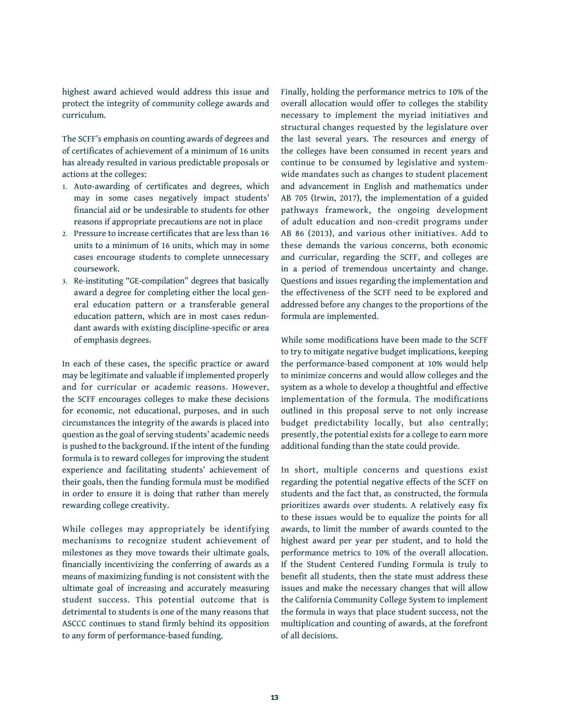highest award achieved would address this issue and protect the integrity of community college awards and curriculum.

The SCFF's emphasis on counting awards of degrees and of certificates of achievement of a minimum of 16 units has already resulted in various predictable proposals or actions at the colleges:

1. Auto-awarding of certificates and degrees, which may in some cases negatively impact students' financial aid or be undesirable to students for other reasons if appropriate precautions are not in place
2. Pressure to increase certificates that are less than 16 units to a minimum of 16 units, which may in some cases encourage students to complete unnecessary coursework.
3. Re-instituting "GE-compilation" degrees that basically award a degree for completing either the local general education pattern or a transferable general education pattern, which are in most cases redundant awards with existing discipline-specific or area of emphasis degrees.

In each of these cases, the specific practice or award may be legitimate and valuable if implemented properly and for curricular or academic reasons. However, the SCFF encourages colleges to make these decisions for economic, not educational, purposes, and in such circumstances the integrity of the awards is placed into question as the goal of serving students' academic needs is pushed to the background. If the intent of the funding formula is to reward colleges for improving the student experience and facilitating students' achievement of their goals, then the funding formula must be modified in order to ensure it is doing that rather than merely rewarding college creativity.

While colleges may appropriately be identifying mechanisms to recognize student achievement of milestones as they move towards their ultimate goals, financially incentivizing the conferring of awards as a means of maximizing funding is not consistent with the ultimate goal of increasing and accurately measuring student success. This potential outcome that is detrimental to students is one of the many reasons that ASCCC continues to stand firmly behind its opposition to any form of performance-based funding.

Finally, holding the performance metrics to 10% of the overall allocation would offer to colleges the stability necessary to implement the myriad initiatives and structural changes requested by the legislature over the last several years. The resources and energy of the colleges have been consumed in recent years and continue to be consumed by legislative and system-wide mandates such as changes to student placement and advancement in English and mathematics under AB 705 (Irwin, 2017), the implementation of a guided pathways framework, the ongoing development of adult education and non-credit programs under AB 86 (2013), and various other initiatives. Add to these demands the various concerns, both economic and curricular, regarding the SCFF, and colleges are in a period of tremendous uncertainty and change. Questions and issues regarding the implementation and the effectiveness of the SCFF need to be explored and addressed before any changes to the proportions of the formula are implemented.

While some modifications have been made to the SCFF to try to mitigate negative budget implications, keeping the performance-based component at 10% would help to minimize concerns and would allow colleges and the system as a whole to develop a thoughtful and effective implementation of the formula. The modifications outlined in this proposal serve to not only increase budget predictability locally, but also centrally; presently, the potential exists for a college to earn more additional funding than the state could provide.

In short, multiple concerns and questions exist regarding the potential negative effects of the SCFF on students and the fact that, as constructed, the formula prioritizes awards over students. A relatively easy fix to these issues would be to equalize the points for all awards, to limit the number of awards counted to the highest award per year per student, and to hold the performance metrics to 10% of the overall allocation. If the Student Centered Funding Formula is truly to benefit all students, then the state must address these issues and make the necessary changes that will allow the California Community College System to implement the formula in ways that place student success, not the multiplication and counting of awards, at the forefront of all decisions.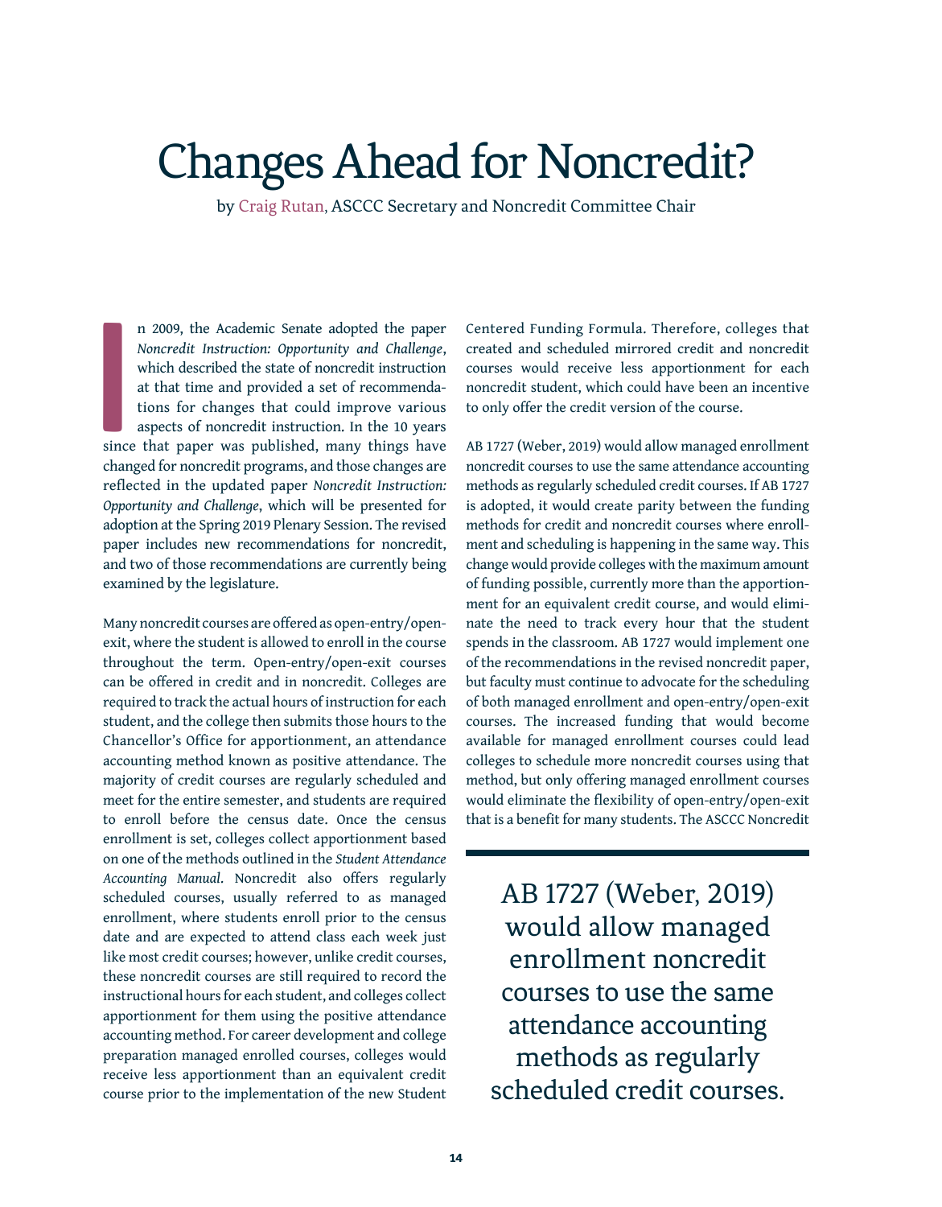# Changes Ahead for Noncredit?

by Craig Rutan, ASCCC Secretary and Noncredit Committee Chair

In 2009, the Academic Senate adopted the paper *Noncredit Instruction: Opportunity and Challenge*, which described the state of noncredit instruction at that time and provided a set of recommendations for changes that could improve various aspects of noncredit instruction. In the 10 years since that paper was published, many things have changed for noncredit programs, and those changes are reflected in the updated paper *Noncredit Instruction: Opportunity and Challenge*, which will be presented for adoption at the Spring 2019 Plenary Session. The revised paper includes new recommendations for noncredit, and two of those recommendations are currently being examined by the legislature.

Many noncredit courses are offered as open-entry/open-exit, where the student is allowed to enroll in the course throughout the term. Open-entry/open-exit courses can be offered in credit and in noncredit. Colleges are required to track the actual hours of instruction for each student, and the college then submits those hours to the Chancellor's Office for apportionment, an attendance accounting method known as positive attendance. The majority of credit courses are regularly scheduled and meet for the entire semester, and students are required to enroll before the census date. Once the census enrollment is set, colleges collect apportionment based on one of the methods outlined in the *Student Attendance Accounting Manual*. Noncredit also offers regularly scheduled courses, usually referred to as managed enrollment, where students enroll prior to the census date and are expected to attend class each week just like most credit courses; however, unlike credit courses, these noncredit courses are still required to record the instructional hours for each student, and colleges collect apportionment for them using the positive attendance accounting method. For career development and college preparation managed enrolled courses, colleges would receive less apportionment than an equivalent credit course prior to the implementation of the new Student Centered Funding Formula. Therefore, colleges that created and scheduled mirrored credit and noncredit courses would receive less apportionment for each noncredit student, which could have been an incentive to only offer the credit version of the course.

AB 1727 (Weber, 2019) would allow managed enrollment noncredit courses to use the same attendance accounting methods as regularly scheduled credit courses. If AB 1727 is adopted, it would create parity between the funding methods for credit and noncredit courses where enrollment and scheduling is happening in the same way. This change would provide colleges with the maximum amount of funding possible, currently more than the apportionment for an equivalent credit course, and would eliminate the need to track every hour that the student spends in the classroom. AB 1727 would implement one of the recommendations in the revised noncredit paper, but faculty must continue to advocate for the scheduling of both managed enrollment and open-entry/open-exit courses. The increased funding that would become available for managed enrollment courses could lead colleges to schedule more noncredit courses using that method, but only offering managed enrollment courses would eliminate the flexibility of open-entry/open-exit that is a benefit for many students. The ASCCC Noncredit

> AB 1727 (Weber, 2019) would allow managed enrollment noncredit courses to use the same attendance accounting methods as regularly scheduled credit courses.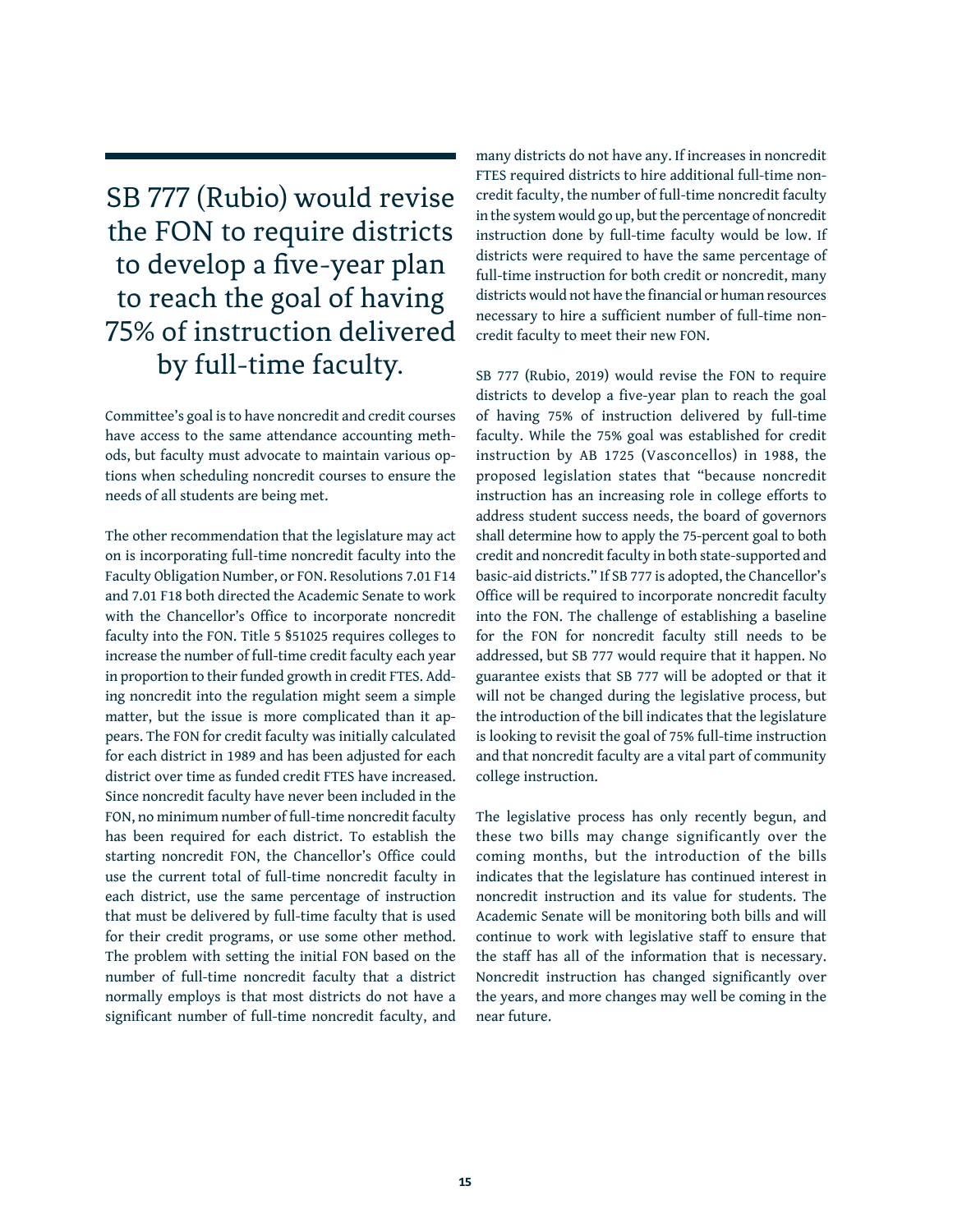> SB 777 (Rubio) would revise the FON to require districts to develop a five-year plan to reach the goal of having 75% of instruction delivered by full-time faculty.

Committee's goal is to have noncredit and credit courses have access to the same attendance accounting methods, but faculty must advocate to maintain various options when scheduling noncredit courses to ensure the needs of all students are being met.

The other recommendation that the legislature may act on is incorporating full-time noncredit faculty into the Faculty Obligation Number, or FON. Resolutions 7.01 F14 and 7.01 F18 both directed the Academic Senate to work with the Chancellor's Office to incorporate noncredit faculty into the FON. Title 5 §51025 requires colleges to increase the number of full-time credit faculty each year in proportion to their funded growth in credit FTES. Adding noncredit into the regulation might seem a simple matter, but the issue is more complicated than it appears. The FON for credit faculty was initially calculated for each district in 1989 and has been adjusted for each district over time as funded credit FTES have increased. Since noncredit faculty have never been included in the FON, no minimum number of full-time noncredit faculty has been required for each district. To establish the starting noncredit FON, the Chancellor's Office could use the current total of full-time noncredit faculty in each district, use the same percentage of instruction that must be delivered by full-time faculty that is used for their credit programs, or use some other method. The problem with setting the initial FON based on the number of full-time noncredit faculty that a district normally employs is that most districts do not have a significant number of full-time noncredit faculty, and many districts do not have any. If increases in noncredit FTES required districts to hire additional full-time noncredit faculty, the number of full-time noncredit faculty in the system would go up, but the percentage of noncredit instruction done by full-time faculty would be low. If districts were required to have the same percentage of full-time instruction for both credit or noncredit, many districts would not have the financial or human resources necessary to hire a sufficient number of full-time noncredit faculty to meet their new FON.

SB 777 (Rubio, 2019) would revise the FON to require districts to develop a five-year plan to reach the goal of having 75% of instruction delivered by full-time faculty. While the 75% goal was established for credit instruction by AB 1725 (Vasconcellos) in 1988, the proposed legislation states that "because noncredit instruction has an increasing role in college efforts to address student success needs, the board of governors shall determine how to apply the 75-percent goal to both credit and noncredit faculty in both state-supported and basic-aid districts." If SB 777 is adopted, the Chancellor's Office will be required to incorporate noncredit faculty into the FON. The challenge of establishing a baseline for the FON for noncredit faculty still needs to be addressed, but SB 777 would require that it happen. No guarantee exists that SB 777 will be adopted or that it will not be changed during the legislative process, but the introduction of the bill indicates that the legislature is looking to revisit the goal of 75% full-time instruction and that noncredit faculty are a vital part of community college instruction.

The legislative process has only recently begun, and these two bills may change significantly over the coming months, but the introduction of the bills indicates that the legislature has continued interest in noncredit instruction and its value for students. The Academic Senate will be monitoring both bills and will continue to work with legislative staff to ensure that the staff has all of the information that is necessary. Noncredit instruction has changed significantly over the years, and more changes may well be coming in the near future.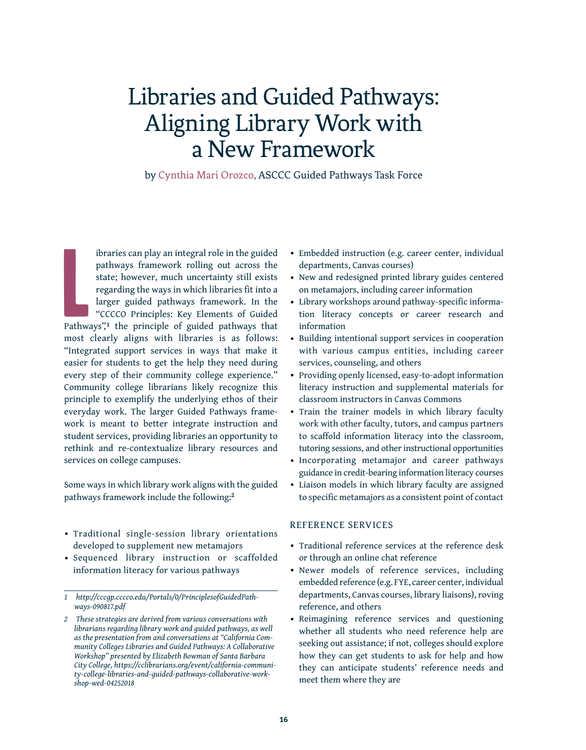# Libraries and Guided Pathways: Aligning Library Work with a New Framework

by Cynthia Mari Orozco, ASCCC Guided Pathways Task Force

Libraries can play an integral role in the guided pathways framework rolling out across the state; however, much uncertainty still exists regarding the ways in which libraries fit into a larger guided pathways framework. In the "CCCCO Principles: Key Elements of Guided Pathways",[1] the principle of guided pathways that most clearly aligns with libraries is as follows: "Integrated support services in ways that make it easier for students to get the help they need during every step of their community college experience." Community college librarians likely recognize this principle to exemplify the underlying ethos of their everyday work. The larger Guided Pathways framework is meant to better integrate instruction and student services, providing libraries an opportunity to rethink and re-contextualize library resources and services on college campuses.

Some ways in which library work aligns with the guided pathways framework include the following:[2]

- Traditional single-session library orientations developed to supplement new metamajors
- Sequenced library instruction or scaffolded information literacy for various pathways
- Embedded instruction (e.g. career center, individual departments, Canvas courses)
- New and redesigned printed library guides centered on metamajors, including career information
- Library workshops around pathway-specific information literacy concepts or career research and information
- Building intentional support services in cooperation with various campus entities, including career services, counseling, and others
- Providing openly licensed, easy-to-adopt information literacy instruction and supplemental materials for classroom instructors in Canvas Commons
- Train the trainer models in which library faculty work with other faculty, tutors, and campus partners to scaffold information literacy into the classroom, tutoring sessions, and other instructional opportunities
- Incorporating metamajor and career pathways guidance in credit-bearing information literacy courses
- Liaison models in which library faculty are assigned to specific metamajors as a consistent point of contact

## REFERENCE SERVICES

- Traditional reference services at the reference desk or through an online chat reference
- Newer models of reference services, including embedded reference (e.g. FYE, career center, individual departments, Canvas courses, library liaisons), roving reference, and others
- Reimagining reference services and questioning whether all students who need reference help are seeking out assistance; if not, colleges should explore how they can get students to ask for help and how they can anticipate students' reference needs and meet them where they are

---

1 *http://cccgp.cccco.edu/Portals/0/PrinciplesofGuidedPathways-090817.pdf*

2 *These strategies are derived from various conversations with librarians regarding library work and guided pathways, as well as the presentation from and conversations at "California Community Colleges Libraries and Guided Pathways: A Collaborative Workshop" presented by Elizabeth Bowman of Santa Barbara City College, https://cclibrarians.org/event/california-community-college-libraries-and-guided-pathways-collaborative-workshop-wed-04252018*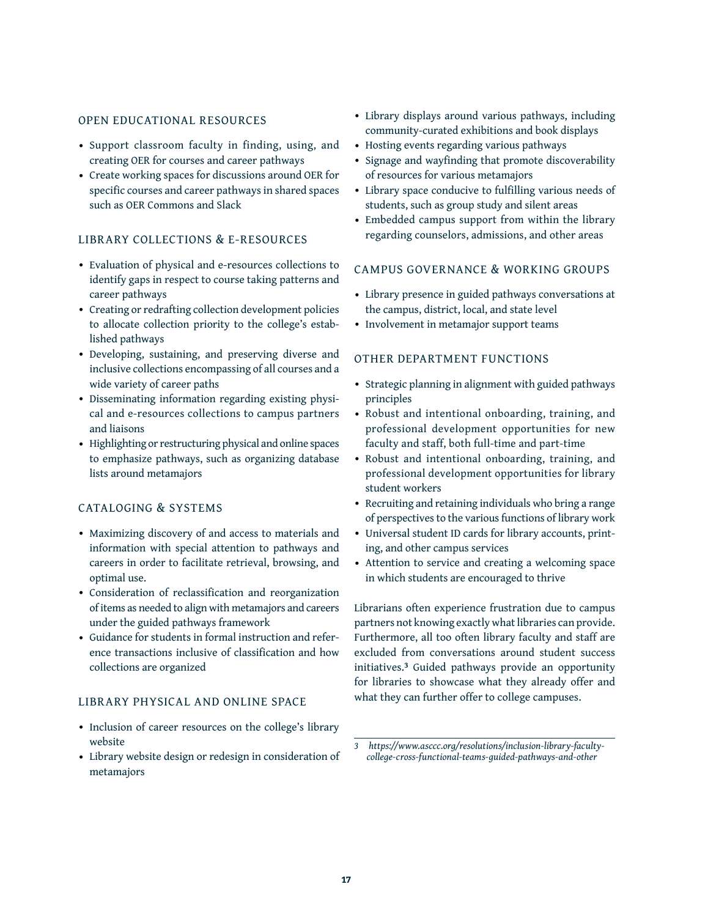### OPEN EDUCATIONAL RESOURCES

- Support classroom faculty in finding, using, and creating OER for courses and career pathways
- Create working spaces for discussions around OER for specific courses and career pathways in shared spaces such as OER Commons and Slack

### LIBRARY COLLECTIONS & E-RESOURCES

- Evaluation of physical and e-resources collections to identify gaps in respect to course taking patterns and career pathways
- Creating or redrafting collection development policies to allocate collection priority to the college's established pathways
- Developing, sustaining, and preserving diverse and inclusive collections encompassing of all courses and a wide variety of career paths
- Disseminating information regarding existing physical and e-resources collections to campus partners and liaisons
- Highlighting or restructuring physical and online spaces to emphasize pathways, such as organizing database lists around metamajors

### CATALOGING & SYSTEMS

- Maximizing discovery of and access to materials and information with special attention to pathways and careers in order to facilitate retrieval, browsing, and optimal use.
- Consideration of reclassification and reorganization of items as needed to align with metamajors and careers under the guided pathways framework
- Guidance for students in formal instruction and reference transactions inclusive of classification and how collections are organized

### LIBRARY PHYSICAL AND ONLINE SPACE

- Inclusion of career resources on the college's library website
- Library website design or redesign in consideration of metamajors
- Library displays around various pathways, including community-curated exhibitions and book displays
- Hosting events regarding various pathways
- Signage and wayfinding that promote discoverability of resources for various metamajors
- Library space conducive to fulfilling various needs of students, such as group study and silent areas
- Embedded campus support from within the library regarding counselors, admissions, and other areas

### CAMPUS GOVERNANCE & WORKING GROUPS

- Library presence in guided pathways conversations at the campus, district, local, and state level
- Involvement in metamajor support teams

### OTHER DEPARTMENT FUNCTIONS

- Strategic planning in alignment with guided pathways principles
- Robust and intentional onboarding, training, and professional development opportunities for new faculty and staff, both full-time and part-time
- Robust and intentional onboarding, training, and professional development opportunities for library student workers
- Recruiting and retaining individuals who bring a range of perspectives to the various functions of library work
- Universal student ID cards for library accounts, printing, and other campus services
- Attention to service and creating a welcoming space in which students are encouraged to thrive

Librarians often experience frustration due to campus partners not knowing exactly what libraries can provide. Furthermore, all too often library faculty and staff are excluded from conversations around student success initiatives.[3] Guided pathways provide an opportunity for libraries to showcase what they already offer and what they can further offer to college campuses.

---

*3 https://www.asccc.org/resolutions/inclusion-library-faculty-college-cross-functional-teams-guided-pathways-and-other*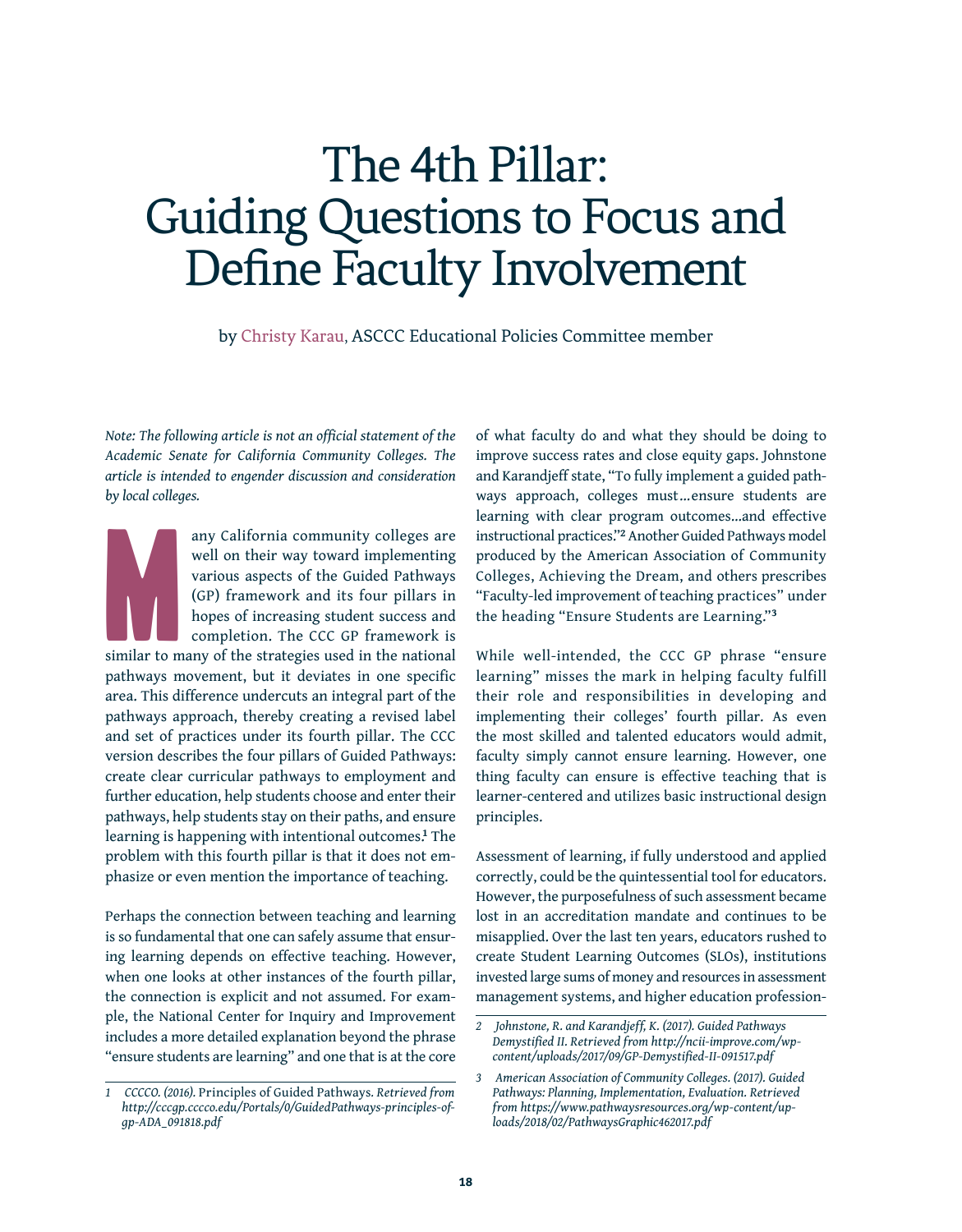# The 4th Pillar: Guiding Questions to Focus and Define Faculty Involvement

by Christy Karau, ASCCC Educational Policies Committee member

*Note: The following article is not an official statement of the Academic Senate for California Community Colleges. The article is intended to engender discussion and consideration by local colleges.*

Many California community colleges are well on their way toward implementing various aspects of the Guided Pathways (GP) framework and its four pillars in hopes of increasing student success and completion. The CCC GP framework is similar to many of the strategies used in the national pathways movement, but it deviates in one specific area. This difference undercuts an integral part of the pathways approach, thereby creating a revised label and set of practices under its fourth pillar. The CCC version describes the four pillars of Guided Pathways: create clear curricular pathways to employment and further education, help students choose and enter their pathways, help students stay on their paths, and ensure learning is happening with intentional outcomes.[1] The problem with this fourth pillar is that it does not emphasize or even mention the importance of teaching.

Perhaps the connection between teaching and learning is so fundamental that one can safely assume that ensuring learning depends on effective teaching. However, when one looks at other instances of the fourth pillar, the connection is explicit and not assumed. For example, the National Center for Inquiry and Improvement includes a more detailed explanation beyond the phrase "ensure students are learning" and one that is at the core of what faculty do and what they should be doing to improve success rates and close equity gaps. Johnstone and Karandjeff state, "To fully implement a guided pathways approach, colleges must…ensure students are learning with clear program outcomes…and effective instructional practices."[2] Another Guided Pathways model produced by the American Association of Community Colleges, Achieving the Dream, and others prescribes "Faculty-led improvement of teaching practices" under the heading "Ensure Students are Learning."[3]

While well-intended, the CCC GP phrase "ensure learning" misses the mark in helping faculty fulfill their role and responsibilities in developing and implementing their colleges' fourth pillar. As even the most skilled and talented educators would admit, faculty simply cannot ensure learning. However, one thing faculty can ensure is effective teaching that is learner-centered and utilizes basic instructional design principles.

Assessment of learning, if fully understood and applied correctly, could be the quintessential tool for educators. However, the purposefulness of such assessment became lost in an accreditation mandate and continues to be misapplied. Over the last ten years, educators rushed to create Student Learning Outcomes (SLOs), institutions invested large sums of money and resources in assessment management systems, and higher education profession-

---

1 CCCCO. (2016). Principles of Guided Pathways. *Retrieved from http://cccgp.cccco.edu/Portals/0/GuidedPathways-principles-of-gp-ADA_091818.pdf*

2 *Johnstone, R. and Karandjeff, K. (2017). Guided Pathways Demystified II. Retrieved from http://ncii-improve.com/wp-content/uploads/2017/09/GP-Demystified-II-091517.pdf*

3 *American Association of Community Colleges. (2017). Guided Pathways: Planning, Implementation, Evaluation. Retrieved from https://www.pathwaysresources.org/wp-content/uploads/2018/02/PathwaysGraphic462017.pdf*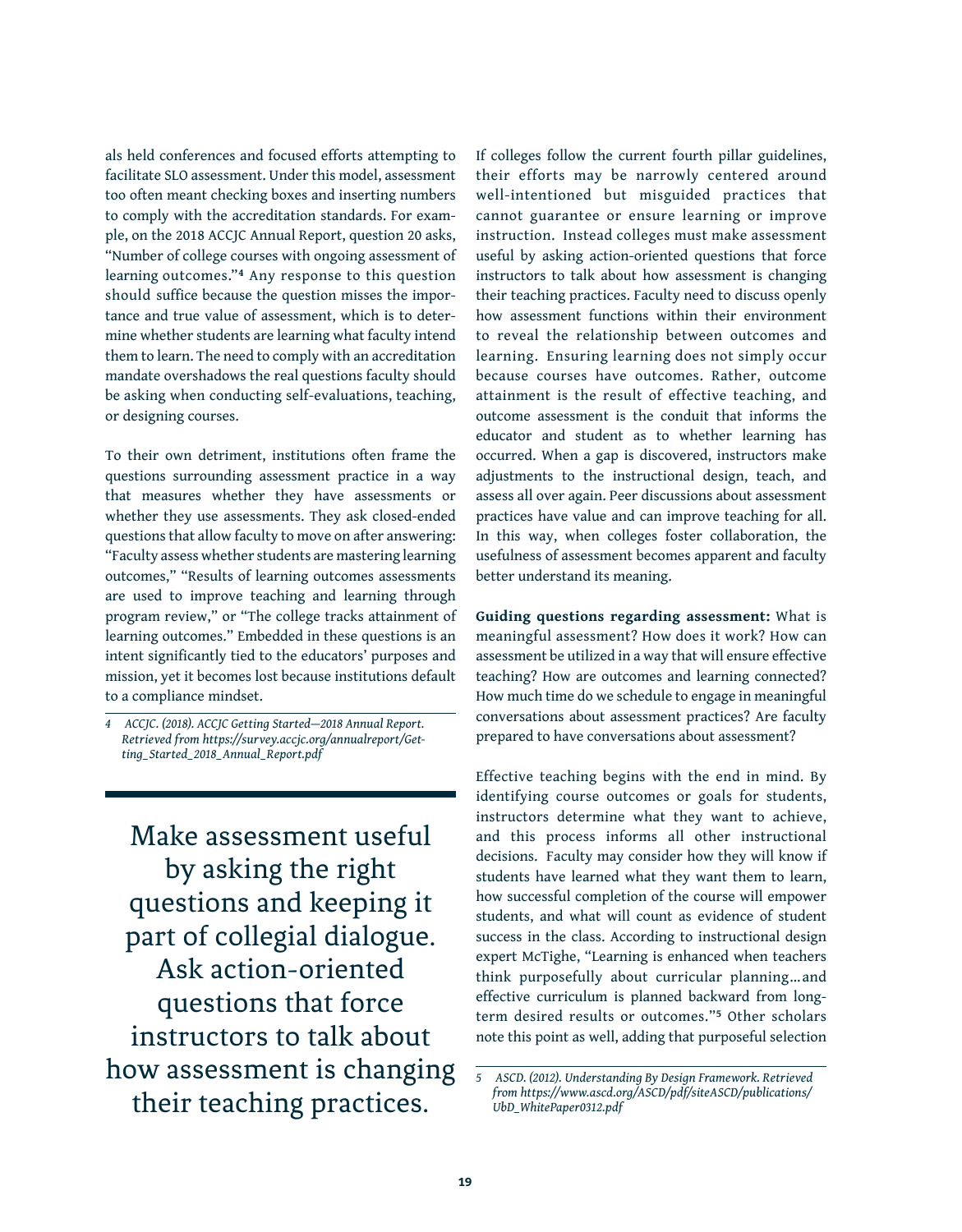als held conferences and focused efforts attempting to facilitate SLO assessment. Under this model, assessment too often meant checking boxes and inserting numbers to comply with the accreditation standards. For example, on the 2018 ACCJC Annual Report, question 20 asks, "Number of college courses with ongoing assessment of learning outcomes."[4] Any response to this question should suffice because the question misses the importance and true value of assessment, which is to determine whether students are learning what faculty intend them to learn. The need to comply with an accreditation mandate overshadows the real questions faculty should be asking when conducting self-evaluations, teaching, or designing courses.

To their own detriment, institutions often frame the questions surrounding assessment practice in a way that measures whether they have assessments or whether they use assessments. They ask closed-ended questions that allow faculty to move on after answering: "Faculty assess whether students are mastering learning outcomes," "Results of learning outcomes assessments are used to improve teaching and learning through program review," or "The college tracks attainment of learning outcomes." Embedded in these questions is an intent significantly tied to the educators' purposes and mission, yet it becomes lost because institutions default to a compliance mindset.

> Make assessment useful by asking the right questions and keeping it part of collegial dialogue. Ask action-oriented questions that force instructors to talk about how assessment is changing their teaching practices.

If colleges follow the current fourth pillar guidelines, their efforts may be narrowly centered around well-intentioned but misguided practices that cannot guarantee or ensure learning or improve instruction. Instead colleges must make assessment useful by asking action-oriented questions that force instructors to talk about how assessment is changing their teaching practices. Faculty need to discuss openly how assessment functions within their environment to reveal the relationship between outcomes and learning. Ensuring learning does not simply occur because courses have outcomes. Rather, outcome attainment is the result of effective teaching, and outcome assessment is the conduit that informs the educator and student as to whether learning has occurred. When a gap is discovered, instructors make adjustments to the instructional design, teach, and assess all over again. Peer discussions about assessment practices have value and can improve teaching for all. In this way, when colleges foster collaboration, the usefulness of assessment becomes apparent and faculty better understand its meaning.

**Guiding questions regarding assessment:** What is meaningful assessment? How does it work? How can assessment be utilized in a way that will ensure effective teaching? How are outcomes and learning connected? How much time do we schedule to engage in meaningful conversations about assessment practices? Are faculty prepared to have conversations about assessment?

Effective teaching begins with the end in mind. By identifying course outcomes or goals for students, instructors determine what they want to achieve, and this process informs all other instructional decisions. Faculty may consider how they will know if students have learned what they want them to learn, how successful completion of the course will empower students, and what will count as evidence of student success in the class. According to instructional design expert McTighe, "Learning is enhanced when teachers think purposefully about curricular planning…and effective curriculum is planned backward from long-term desired results or outcomes."[5] Other scholars note this point as well, adding that purposeful selection

---

*4 ACCJC. (2018). ACCJC Getting Started—2018 Annual Report. Retrieved from https://survey.accjc.org/annualreport/Getting_Started_2018_Annual_Report.pdf*

*5 ASCD. (2012). Understanding By Design Framework. Retrieved from https://www.ascd.org/ASCD/pdf/siteASCD/publications/UbD_WhitePaper0312.pdf*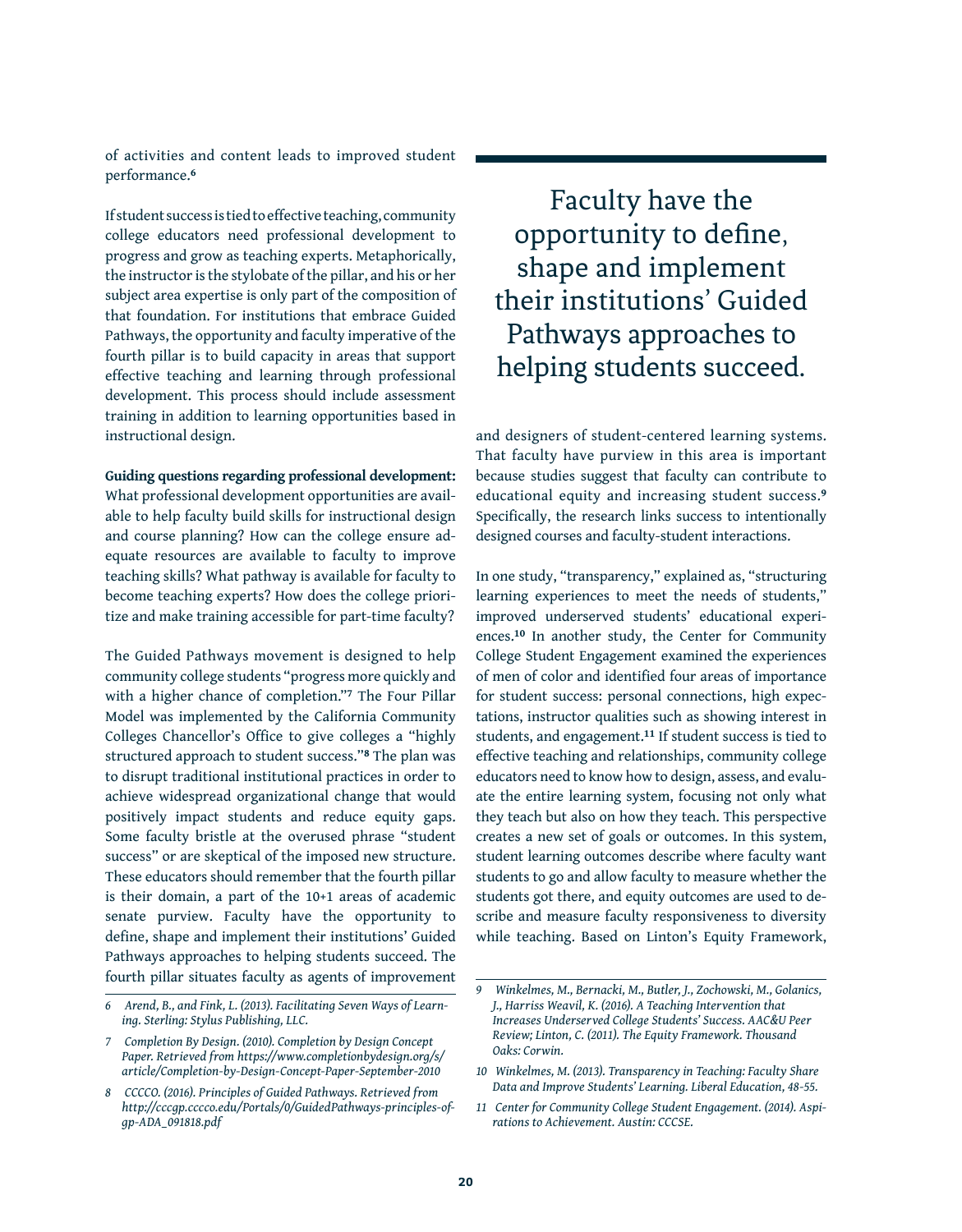of activities and content leads to improved student performance.[6]

If student success is tied to effective teaching, community college educators need professional development to progress and grow as teaching experts. Metaphorically, the instructor is the stylobate of the pillar, and his or her subject area expertise is only part of the composition of that foundation. For institutions that embrace Guided Pathways, the opportunity and faculty imperative of the fourth pillar is to build capacity in areas that support effective teaching and learning through professional development. This process should include assessment training in addition to learning opportunities based in instructional design.

**Guiding questions regarding professional development:** What professional development opportunities are available to help faculty build skills for instructional design and course planning? How can the college ensure adequate resources are available to faculty to improve teaching skills? What pathway is available for faculty to become teaching experts? How does the college prioritize and make training accessible for part-time faculty?

The Guided Pathways movement is designed to help community college students "progress more quickly and with a higher chance of completion."[7] The Four Pillar Model was implemented by the California Community Colleges Chancellor's Office to give colleges a "highly structured approach to student success."[8] The plan was to disrupt traditional institutional practices in order to achieve widespread organizational change that would positively impact students and reduce equity gaps. Some faculty bristle at the overused phrase "student success" or are skeptical of the imposed new structure. These educators should remember that the fourth pillar is their domain, a part of the 10+1 areas of academic senate purview. Faculty have the opportunity to define, shape and implement their institutions' Guided Pathways approaches to helping students succeed. The fourth pillar situates faculty as agents of improvement and designers of student-centered learning systems. That faculty have purview in this area is important because studies suggest that faculty can contribute to educational equity and increasing student success.[9] Specifically, the research links success to intentionally designed courses and faculty-student interactions.

> Faculty have the opportunity to define, shape and implement their institutions' Guided Pathways approaches to helping students succeed.

In one study, "transparency," explained as, "structuring learning experiences to meet the needs of students," improved underserved students' educational experiences.[10] In another study, the Center for Community College Student Engagement examined the experiences of men of color and identified four areas of importance for student success: personal connections, high expectations, instructor qualities such as showing interest in students, and engagement.[11] If student success is tied to effective teaching and relationships, community college educators need to know how to design, assess, and evaluate the entire learning system, focusing not only what they teach but also on how they teach. This perspective creates a new set of goals or outcomes. In this system, student learning outcomes describe where faculty want students to go and allow faculty to measure whether the students got there, and equity outcomes are used to describe and measure faculty responsiveness to diversity while teaching. Based on Linton's Equity Framework,

---

6 *Arend, B., and Fink, L. (2013). Facilitating Seven Ways of Learning. Sterling: Stylus Publishing, LLC.*

7 *Completion By Design. (2010). Completion by Design Concept Paper. Retrieved from https://www.completionbydesign.org/s/article/Completion-by-Design-Concept-Paper-September-2010*

8 *CCCCO. (2016). Principles of Guided Pathways. Retrieved from http://cccgp.cccco.edu/Portals/0/GuidedPathways-principles-of-gp-ADA_091818.pdf*

9 *Winkelmes, M., Bernacki, M., Butler, J., Zochowski, M., Golanics, J., Harriss Weavil, K. (2016). A Teaching Intervention that Increases Underserved College Students' Success. AAC&U Peer Review; Linton, C. (2011). The Equity Framework. Thousand Oaks: Corwin.*

10 *Winkelmes, M. (2013). Transparency in Teaching: Faculty Share Data and Improve Students' Learning. Liberal Education, 48-55.*

11 *Center for Community College Student Engagement. (2014). Aspirations to Achievement. Austin: CCCSE.*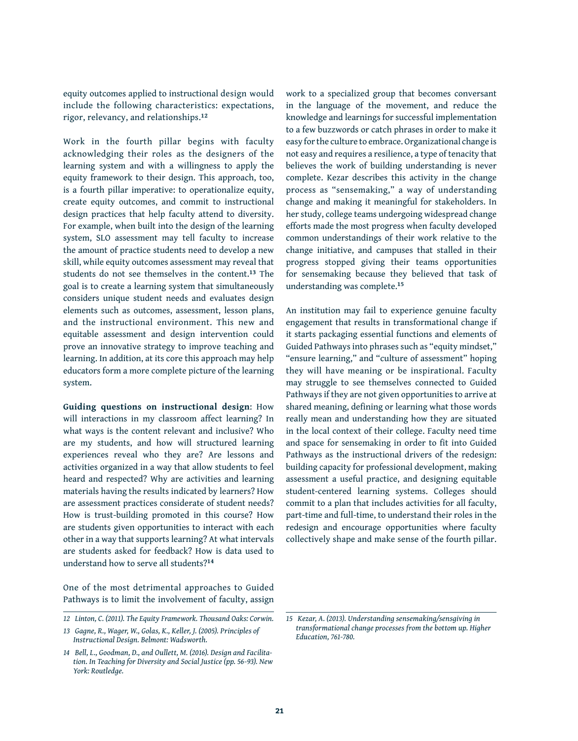equity outcomes applied to instructional design would include the following characteristics: expectations, rigor, relevancy, and relationships.[12]

Work in the fourth pillar begins with faculty acknowledging their roles as the designers of the learning system and with a willingness to apply the equity framework to their design. This approach, too, is a fourth pillar imperative: to operationalize equity, create equity outcomes, and commit to instructional design practices that help faculty attend to diversity. For example, when built into the design of the learning system, SLO assessment may tell faculty to increase the amount of practice students need to develop a new skill, while equity outcomes assessment may reveal that students do not see themselves in the content.[13] The goal is to create a learning system that simultaneously considers unique student needs and evaluates design elements such as outcomes, assessment, lesson plans, and the instructional environment. This new and equitable assessment and design intervention could prove an innovative strategy to improve teaching and learning. In addition, at its core this approach may help educators form a more complete picture of the learning system.

**Guiding questions on instructional design**: How will interactions in my classroom affect learning? In what ways is the content relevant and inclusive? Who are my students, and how will structured learning experiences reveal who they are? Are lessons and activities organized in a way that allow students to feel heard and respected? Why are activities and learning materials having the results indicated by learners? How are assessment practices considerate of student needs? How is trust-building promoted in this course? How are students given opportunities to interact with each other in a way that supports learning? At what intervals are students asked for feedback? How is data used to understand how to serve all students?[14]

One of the most detrimental approaches to Guided Pathways is to limit the involvement of faculty, assign work to a specialized group that becomes conversant in the language of the movement, and reduce the knowledge and learnings for successful implementation to a few buzzwords or catch phrases in order to make it easy for the culture to embrace. Organizational change is not easy and requires a resilience, a type of tenacity that believes the work of building understanding is never complete. Kezar describes this activity in the change process as "sensemaking," a way of understanding change and making it meaningful for stakeholders. In her study, college teams undergoing widespread change efforts made the most progress when faculty developed common understandings of their work relative to the change initiative, and campuses that stalled in their progress stopped giving their teams opportunities for sensemaking because they believed that task of understanding was complete.[15]

An institution may fail to experience genuine faculty engagement that results in transformational change if it starts packaging essential functions and elements of Guided Pathways into phrases such as "equity mindset," "ensure learning," and "culture of assessment" hoping they will have meaning or be inspirational. Faculty may struggle to see themselves connected to Guided Pathways if they are not given opportunities to arrive at shared meaning, defining or learning what those words really mean and understanding how they are situated in the local context of their college. Faculty need time and space for sensemaking in order to fit into Guided Pathways as the instructional drivers of the redesign: building capacity for professional development, making assessment a useful practice, and designing equitable student-centered learning systems. Colleges should commit to a plan that includes activities for all faculty, part-time and full-time, to understand their roles in the redesign and encourage opportunities where faculty collectively shape and make sense of the fourth pillar.

---

*12 Linton, C. (2011). The Equity Framework. Thousand Oaks: Corwin.*

*13 Gagne, R., Wager, W., Golas, K., Keller, J. (2005). Principles of Instructional Design. Belmont: Wadsworth.*

*14 Bell, L., Goodman, D., and Oullett, M. (2016). Design and Facilitation. In Teaching for Diversity and Social Justice (pp. 56-93). New York: Routledge.*

*15 Kezar, A. (2013). Understanding sensemaking/sensgiving in transformational change processes from the bottom up. Higher Education, 761-780.*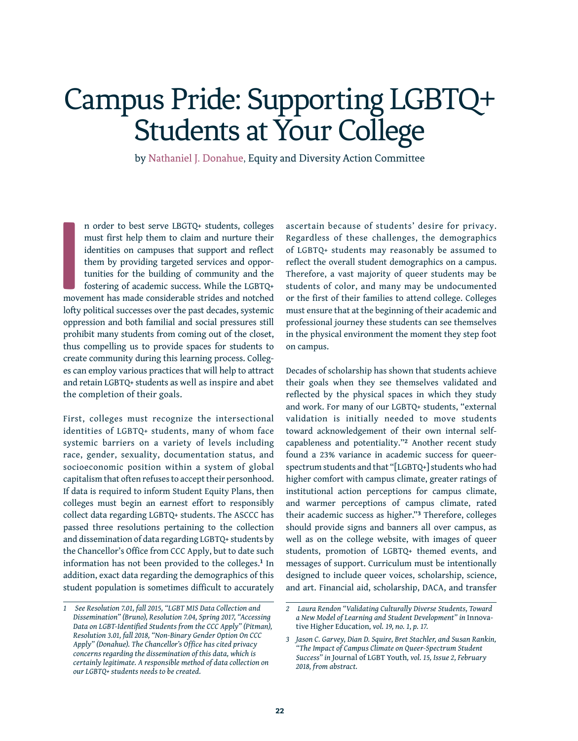# Campus Pride: Supporting LGBTQ+ Students at Your College

by Nathaniel J. Donahue, Equity and Diversity Action Committee

In order to best serve LBGTQ+ students, colleges must first help them to claim and nurture their identities on campuses that support and reflect them by providing targeted services and opportunities for the building of community and the fostering of academic success. While the LGBTQ+ movement has made considerable strides and notched lofty political successes over the past decades, systemic oppression and both familial and social pressures still prohibit many students from coming out of the closet, thus compelling us to provide spaces for students to create community during this learning process. Colleges can employ various practices that will help to attract and retain LGBTQ+ students as well as inspire and abet the completion of their goals.

First, colleges must recognize the intersectional identities of LGBTQ+ students, many of whom face systemic barriers on a variety of levels including race, gender, sexuality, documentation status, and socioeconomic position within a system of global capitalism that often refuses to accept their personhood. If data is required to inform Student Equity Plans, then colleges must begin an earnest effort to responsibly collect data regarding LGBTQ+ students. The ASCCC has passed three resolutions pertaining to the collection and dissemination of data regarding LGBTQ+ students by the Chancellor's Office from CCC Apply, but to date such information has not been provided to the colleges.[1] In addition, exact data regarding the demographics of this student population is sometimes difficult to accurately ascertain because of students' desire for privacy. Regardless of these challenges, the demographics of LGBTQ+ students may reasonably be assumed to reflect the overall student demographics on a campus. Therefore, a vast majority of queer students may be students of color, and many may be undocumented or the first of their families to attend college. Colleges must ensure that at the beginning of their academic and professional journey these students can see themselves in the physical environment the moment they step foot on campus.

Decades of scholarship has shown that students achieve their goals when they see themselves validated and reflected by the physical spaces in which they study and work. For many of our LGBTQ+ students, "external validation is initially needed to move students toward acknowledgement of their own internal self-capableness and potentiality."[2] Another recent study found a 23% variance in academic success for queer-spectrum students and that "[LGBTQ+] students who had higher comfort with campus climate, greater ratings of institutional action perceptions for campus climate, and warmer perceptions of campus climate, rated their academic success as higher."[3] Therefore, colleges should provide signs and banners all over campus, as well as on the college website, with images of queer students, promotion of LGBTQ+ themed events, and messages of support. Curriculum must be intentionally designed to include queer voices, scholarship, science, and art. Financial aid, scholarship, DACA, and transfer

---

1 *See Resolution 7.01, fall 2015, "LGBT MIS Data Collection and Dissemination" (Bruno), Resolution 7.04, Spring 2017, "Accessing Data on LGBT-Identified Students from the CCC Apply" (Pitman), Resolution 3.01, fall 2018, "Non-Binary Gender Option On CCC Apply" (Donahue). The Chancellor's Office has cited privacy concerns regarding the dissemination of this data, which is certainly legitimate. A responsible method of data collection on our LGBTQ+ students needs to be created.*

2 *Laura Rendon "Validating Culturally Diverse Students, Toward a New Model of Learning and Student Development" in* Innovative Higher Education*, vol. 19, no. 1, p. 17.*

3 *Jason C. Garvey, Dian D. Squire, Bret Stachler, and Susan Rankin, "The Impact of Campus Climate on Queer-Spectrum Student Success" in* Journal of LGBT Youth*, vol. 15, Issue 2, February 2018, from abstract.*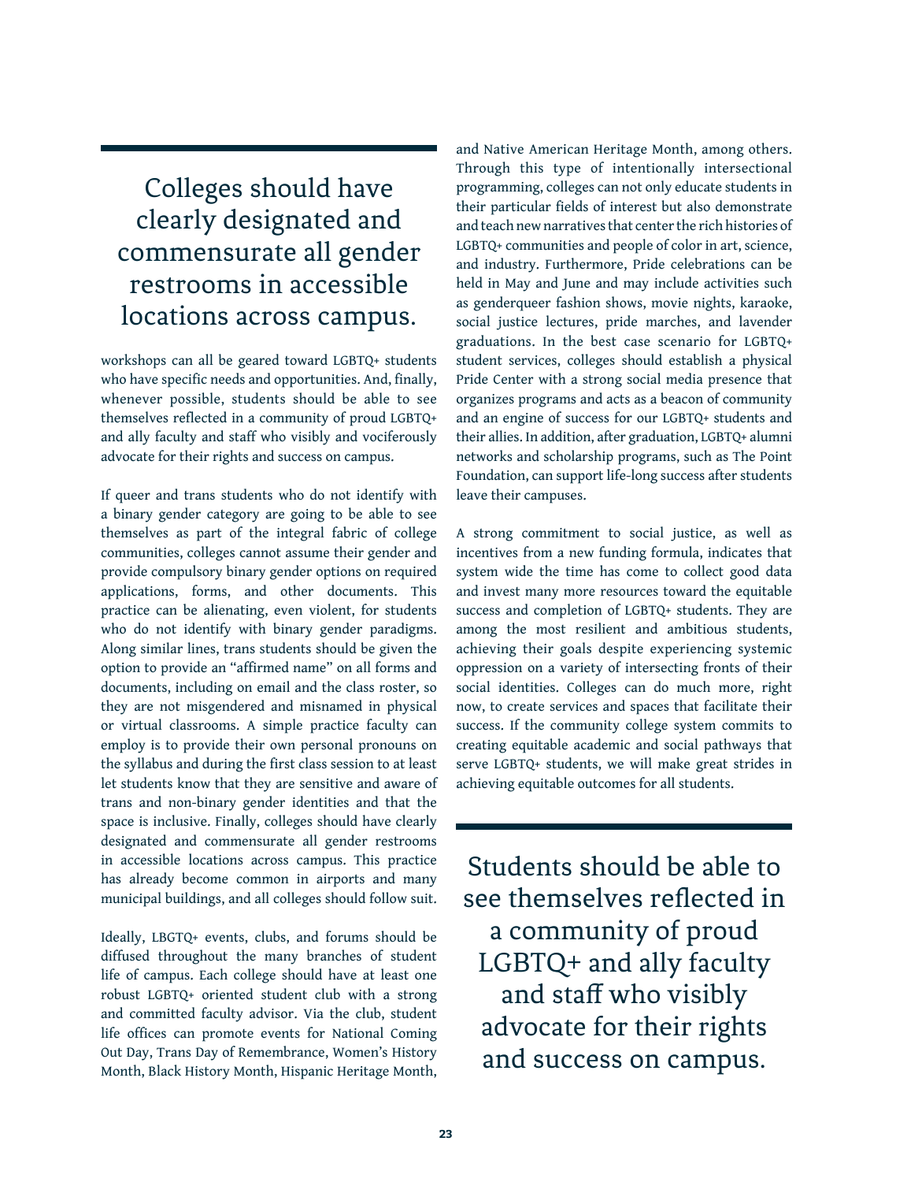> Colleges should have clearly designated and commensurate all gender restrooms in accessible locations across campus.

workshops can all be geared toward LGBTQ+ students who have specific needs and opportunities. And, finally, whenever possible, students should be able to see themselves reflected in a community of proud LGBTQ+ and ally faculty and staff who visibly and vociferously advocate for their rights and success on campus.

If queer and trans students who do not identify with a binary gender category are going to be able to see themselves as part of the integral fabric of college communities, colleges cannot assume their gender and provide compulsory binary gender options on required applications, forms, and other documents. This practice can be alienating, even violent, for students who do not identify with binary gender paradigms. Along similar lines, trans students should be given the option to provide an "affirmed name" on all forms and documents, including on email and the class roster, so they are not misgendered and misnamed in physical or virtual classrooms. A simple practice faculty can employ is to provide their own personal pronouns on the syllabus and during the first class session to at least let students know that they are sensitive and aware of trans and non-binary gender identities and that the space is inclusive. Finally, colleges should have clearly designated and commensurate all gender restrooms in accessible locations across campus. This practice has already become common in airports and many municipal buildings, and all colleges should follow suit.

Ideally, LBGTQ+ events, clubs, and forums should be diffused throughout the many branches of student life of campus. Each college should have at least one robust LGBTQ+ oriented student club with a strong and committed faculty advisor. Via the club, student life offices can promote events for National Coming Out Day, Trans Day of Remembrance, Women's History Month, Black History Month, Hispanic Heritage Month, and Native American Heritage Month, among others. Through this type of intentionally intersectional programming, colleges can not only educate students in their particular fields of interest but also demonstrate and teach new narratives that center the rich histories of LGBTQ+ communities and people of color in art, science, and industry. Furthermore, Pride celebrations can be held in May and June and may include activities such as genderqueer fashion shows, movie nights, karaoke, social justice lectures, pride marches, and lavender graduations. In the best case scenario for LGBTQ+ student services, colleges should establish a physical Pride Center with a strong social media presence that organizes programs and acts as a beacon of community and an engine of success for our LGBTQ+ students and their allies. In addition, after graduation, LGBTQ+ alumni networks and scholarship programs, such as The Point Foundation, can support life-long success after students leave their campuses.

A strong commitment to social justice, as well as incentives from a new funding formula, indicates that system wide the time has come to collect good data and invest many more resources toward the equitable success and completion of LGBTQ+ students. They are among the most resilient and ambitious students, achieving their goals despite experiencing systemic oppression on a variety of intersecting fronts of their social identities. Colleges can do much more, right now, to create services and spaces that facilitate their success. If the community college system commits to creating equitable academic and social pathways that serve LGBTQ+ students, we will make great strides in achieving equitable outcomes for all students.

> Students should be able to see themselves reflected in a community of proud LGBTQ+ and ally faculty and staff who visibly advocate for their rights and success on campus.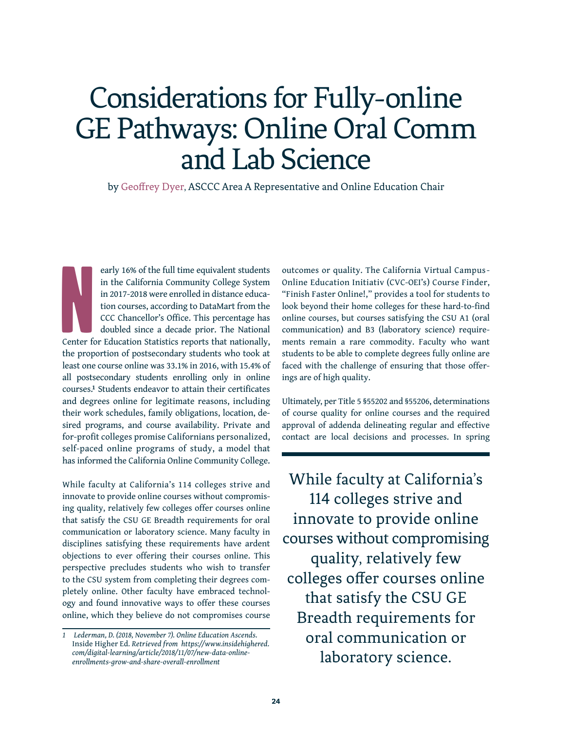# Considerations for Fully-online GE Pathways: Online Oral Comm and Lab Science

by Geoffrey Dyer, ASCCC Area A Representative and Online Education Chair

Nearly 16% of the full time equivalent students in the California Community College System in 2017-2018 were enrolled in distance education courses, according to DataMart from the CCC Chancellor's Office. This percentage has doubled since a decade prior. The National Center for Education Statistics reports that nationally, the proportion of postsecondary students who took at least one course online was 33.1% in 2016, with 15.4% of all postsecondary students enrolling only in online courses.[1] Students endeavor to attain their certificates and degrees online for legitimate reasons, including their work schedules, family obligations, location, desired programs, and course availability. Private and for-profit colleges promise Californians personalized, self-paced online programs of study, a model that has informed the California Online Community College.

While faculty at California's 114 colleges strive and innovate to provide online courses without compromising quality, relatively few colleges offer courses online that satisfy the CSU GE Breadth requirements for oral communication or laboratory science. Many faculty in disciplines satisfying these requirements have ardent objections to ever offering their courses online. This perspective precludes students who wish to transfer to the CSU system from completing their degrees completely online. Other faculty have embraced technology and found innovative ways to offer these courses online, which they believe do not compromises course outcomes or quality. The California Virtual Campus-Online Education Initiativ (CVC-OEI's) Course Finder, "Finish Faster Online!," provides a tool for students to look beyond their home colleges for these hard-to-find online courses, but courses satisfying the CSU A1 (oral communication) and B3 (laboratory science) requirements remain a rare commodity. Faculty who want students to be able to complete degrees fully online are faced with the challenge of ensuring that those offerings are of high quality.

Ultimately, per Title 5 §55202 and §55206, determinations of course quality for online courses and the required approval of addenda delineating regular and effective contact are local decisions and processes. In spring

> While faculty at California's 114 colleges strive and innovate to provide online courses without compromising quality, relatively few colleges offer courses online that satisfy the CSU GE Breadth requirements for oral communication or laboratory science.

---

1 *Lederman, D. (2018, November 7). Online Education Ascends.* Inside Higher Ed. *Retrieved from https://www.insidehighered.com/digital-learning/article/2018/11/07/new-data-online-enrollments-grow-and-share-overall-enrollment*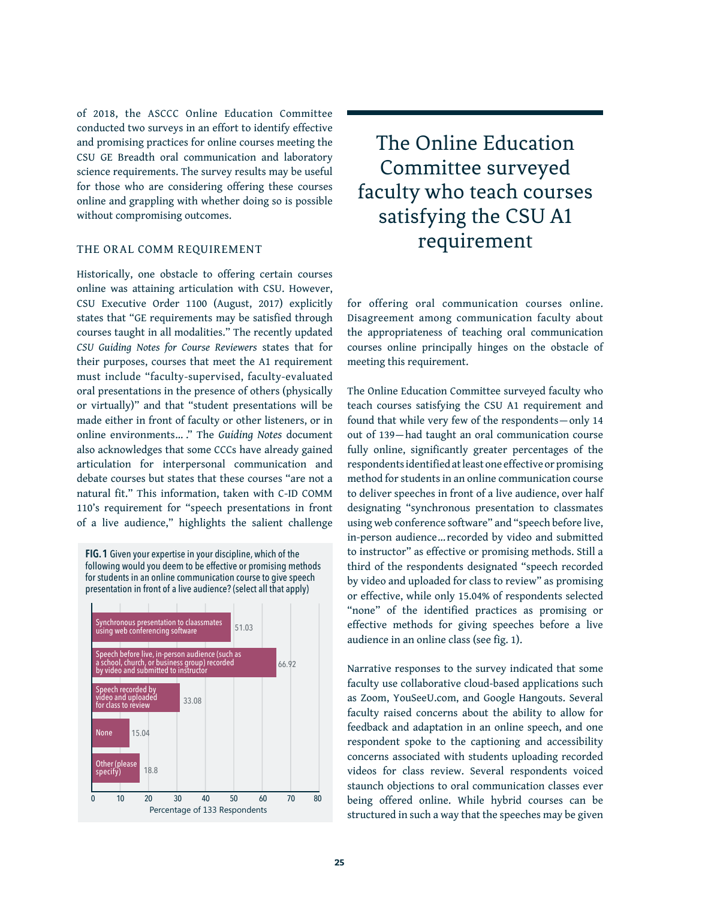of 2018, the ASCCC Online Education Committee conducted two surveys in an effort to identify effective and promising practices for online courses meeting the CSU GE Breadth oral communication and laboratory science requirements. The survey results may be useful for those who are considering offering these courses online and grappling with whether doing so is possible without compromising outcomes.

### THE ORAL COMM REQUIREMENT

Historically, one obstacle to offering certain courses online was attaining articulation with CSU. However, CSU Executive Order 1100 (August, 2017) explicitly states that "GE requirements may be satisfied through courses taught in all modalities." The recently updated *CSU Guiding Notes for Course Reviewers* states that for their purposes, courses that meet the A1 requirement must include "faculty-supervised, faculty-evaluated oral presentations in the presence of others (physically or virtually)" and that "student presentations will be made either in front of faculty or other listeners, or in online environments... ." The *Guiding Notes* document also acknowledges that some CCCs have already gained articulation for interpersonal communication and debate courses but states that these courses "are not a natural fit." This information, taken with C-ID COMM 110's requirement for "speech presentations in front of a live audience," highlights the salient challenge for offering oral communication courses online. Disagreement among communication faculty about the appropriateness of teaching oral communication courses online principally hinges on the obstacle of meeting this requirement.

**FIG. 1** Given your expertise in your discipline, which of the following would you deem to be effective or promising methods for students in an online communication course to give speech presentation in front of a live audience? (select all that apply)

| Method | Percentage of 133 Respondents |
|---|---|
| Synchronous presentation to claassmates using web conferencing software | 51.03 |
| Speech before live, in-person audience (such as a school, church, or business group) recorded by video and submitted to instructor | 66.92 |
| Speech recorded by video and uploaded for class to review | 33.08 |
| None | 15.04 |
| Other (please specify) | 18.8 |

> The Online Education Committee surveyed faculty who teach courses satisfying the CSU A1 requirement

The Online Education Committee surveyed faculty who teach courses satisfying the CSU A1 requirement and found that while very few of the respondents—only 14 out of 139—had taught an oral communication course fully online, significantly greater percentages of the respondents identified at least one effective or promising method for students in an online communication course to deliver speeches in front of a live audience, over half designating "synchronous presentation to classmates using web conference software" and "speech before live, in-person audience…recorded by video and submitted to instructor" as effective or promising methods. Still a third of the respondents designated "speech recorded by video and uploaded for class to review" as promising or effective, while only 15.04% of respondents selected "none" of the identified practices as promising or effective methods for giving speeches before a live audience in an online class (see fig. 1).

Narrative responses to the survey indicated that some faculty use collaborative cloud-based applications such as Zoom, YouSeeU.com, and Google Hangouts. Several faculty raised concerns about the ability to allow for feedback and adaptation in an online speech, and one respondent spoke to the captioning and accessibility concerns associated with students uploading recorded videos for class review. Several respondents voiced staunch objections to oral communication classes ever being offered online. While hybrid courses can be structured in such a way that the speeches may be given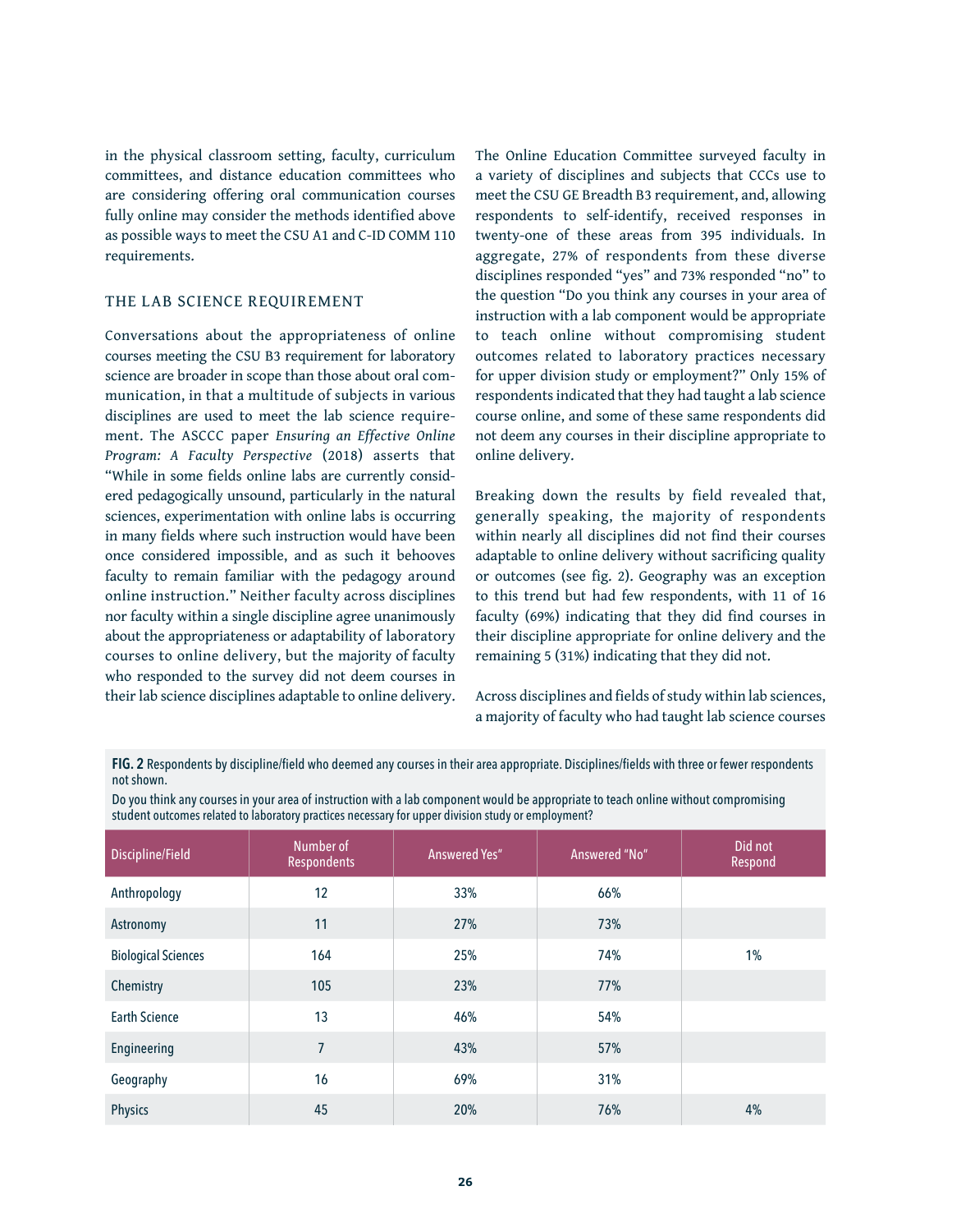in the physical classroom setting, faculty, curriculum committees, and distance education committees who are considering offering oral communication courses fully online may consider the methods identified above as possible ways to meet the CSU A1 and C-ID COMM 110 requirements.

## THE LAB SCIENCE REQUIREMENT

Conversations about the appropriateness of online courses meeting the CSU B3 requirement for laboratory science are broader in scope than those about oral communication, in that a multitude of subjects in various disciplines are used to meet the lab science requirement. The ASCCC paper *Ensuring an Effective Online Program: A Faculty Perspective* (2018) asserts that "While in some fields online labs are currently considered pedagogically unsound, particularly in the natural sciences, experimentation with online labs is occurring in many fields where such instruction would have been once considered impossible, and as such it behooves faculty to remain familiar with the pedagogy around online instruction." Neither faculty across disciplines nor faculty within a single discipline agree unanimously about the appropriateness or adaptability of laboratory courses to online delivery, but the majority of faculty who responded to the survey did not deem courses in their lab science disciplines adaptable to online delivery.

The Online Education Committee surveyed faculty in a variety of disciplines and subjects that CCCs use to meet the CSU GE Breadth B3 requirement, and, allowing respondents to self-identify, received responses in twenty-one of these areas from 395 individuals. In aggregate, 27% of respondents from these diverse disciplines responded "yes" and 73% responded "no" to the question "Do you think any courses in your area of instruction with a lab component would be appropriate to teach online without compromising student outcomes related to laboratory practices necessary for upper division study or employment?" Only 15% of respondents indicated that they had taught a lab science course online, and some of these same respondents did not deem any courses in their discipline appropriate to online delivery.

Breaking down the results by field revealed that, generally speaking, the majority of respondents within nearly all disciplines did not find their courses adaptable to online delivery without sacrificing quality or outcomes (see fig. 2). Geography was an exception to this trend but had few respondents, with 11 of 16 faculty (69%) indicating that they did find courses in their discipline appropriate for online delivery and the remaining 5 (31%) indicating that they did not.

Across disciplines and fields of study within lab sciences, a majority of faculty who had taught lab science courses

**FIG. 2** Respondents by discipline/field who deemed any courses in their area appropriate. Disciplines/fields with three or fewer respondents not shown.

Do you think any courses in your area of instruction with a lab component would be appropriate to teach online without compromising student outcomes related to laboratory practices necessary for upper division study or employment?

| Discipline/Field | Number of Respondents | Answered Yes" | Answered "No" | Did not Respond |
|---|---|---|---|---|
| Anthropology | 12 | 33% | 66% | |
| Astronomy | 11 | 27% | 73% | |
| Biological Sciences | 164 | 25% | 74% | 1% |
| Chemistry | 105 | 23% | 77% | |
| Earth Science | 13 | 46% | 54% | |
| Engineering | 7 | 43% | 57% | |
| Geography | 16 | 69% | 31% | |
| Physics | 45 | 20% | 76% | 4% |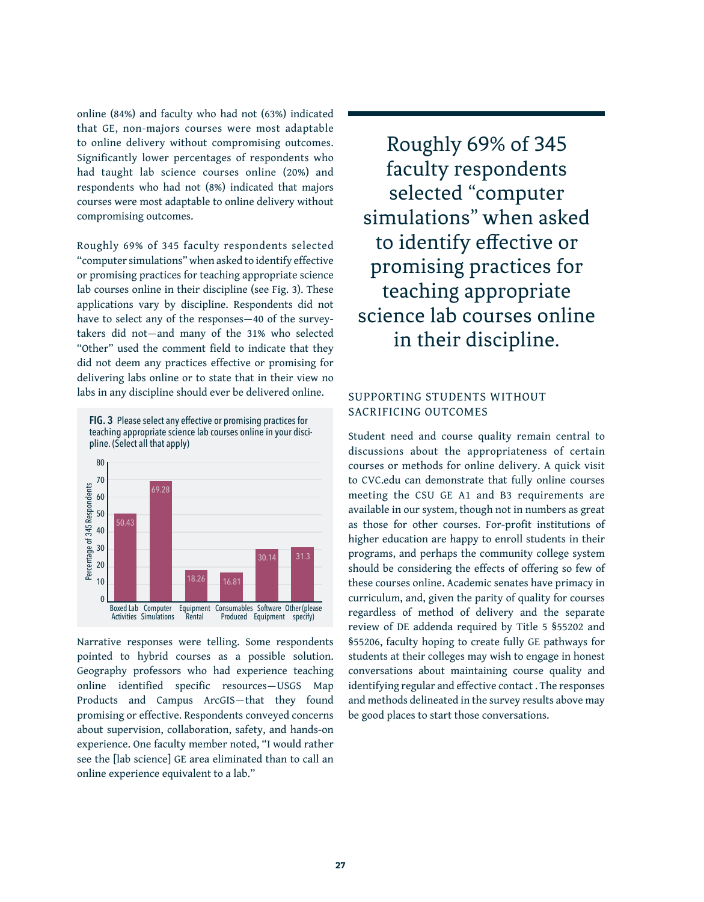online (84%) and faculty who had not (63%) indicated that GE, non-majors courses were most adaptable to online delivery without compromising outcomes. Significantly lower percentages of respondents who had taught lab science courses online (20%) and respondents who had not (8%) indicated that majors courses were most adaptable to online delivery without compromising outcomes.

Roughly 69% of 345 faculty respondents selected "computer simulations" when asked to identify effective or promising practices for teaching appropriate science lab courses online in their discipline (see Fig. 3). These applications vary by discipline. Respondents did not have to select any of the responses—40 of the survey-takers did not—and many of the 31% who selected "Other" used the comment field to indicate that they did not deem any practices effective or promising for delivering labs online or to state that in their view no labs in any discipline should ever be delivered online.

**FIG. 3** Please select any effective or promising practices for teaching appropriate science lab courses online in your discipline. (Select all that apply)

| Practice | Percentage of 345 Respondents |
|---|---|
| Boxed Lab Activities | 50.43 |
| Computer Simulations | 69.28 |
| Equipment Rental | 18.26 |
| Consumables Produced | 16.81 |
| Software Equipment | 30.14 |
| Other (please specify) | 31.3 |

Narrative responses were telling. Some respondents pointed to hybrid courses as a possible solution. Geography professors who had experience teaching online identified specific resources—USGS Map Products and Campus ArcGIS—that they found promising or effective. Respondents conveyed concerns about supervision, collaboration, safety, and hands-on experience. One faculty member noted, "I would rather see the [lab science] GE area eliminated than to call an online experience equivalent to a lab."

> Roughly 69% of 345 faculty respondents selected "computer simulations" when asked to identify effective or promising practices for teaching appropriate science lab courses online in their discipline.

## SUPPORTING STUDENTS WITHOUT SACRIFICING OUTCOMES

Student need and course quality remain central to discussions about the appropriateness of certain courses or methods for online delivery. A quick visit to CVC.edu can demonstrate that fully online courses meeting the CSU GE A1 and B3 requirements are available in our system, though not in numbers as great as those for other courses. For-profit institutions of higher education are happy to enroll students in their programs, and perhaps the community college system should be considering the effects of offering so few of these courses online. Academic senates have primacy in curriculum, and, given the parity of quality for courses regardless of method of delivery and the separate review of DE addenda required by Title 5 §55202 and §55206, faculty hoping to create fully GE pathways for students at their colleges may wish to engage in honest conversations about maintaining course quality and identifying regular and effective contact . The responses and methods delineated in the survey results above may be good places to start those conversations.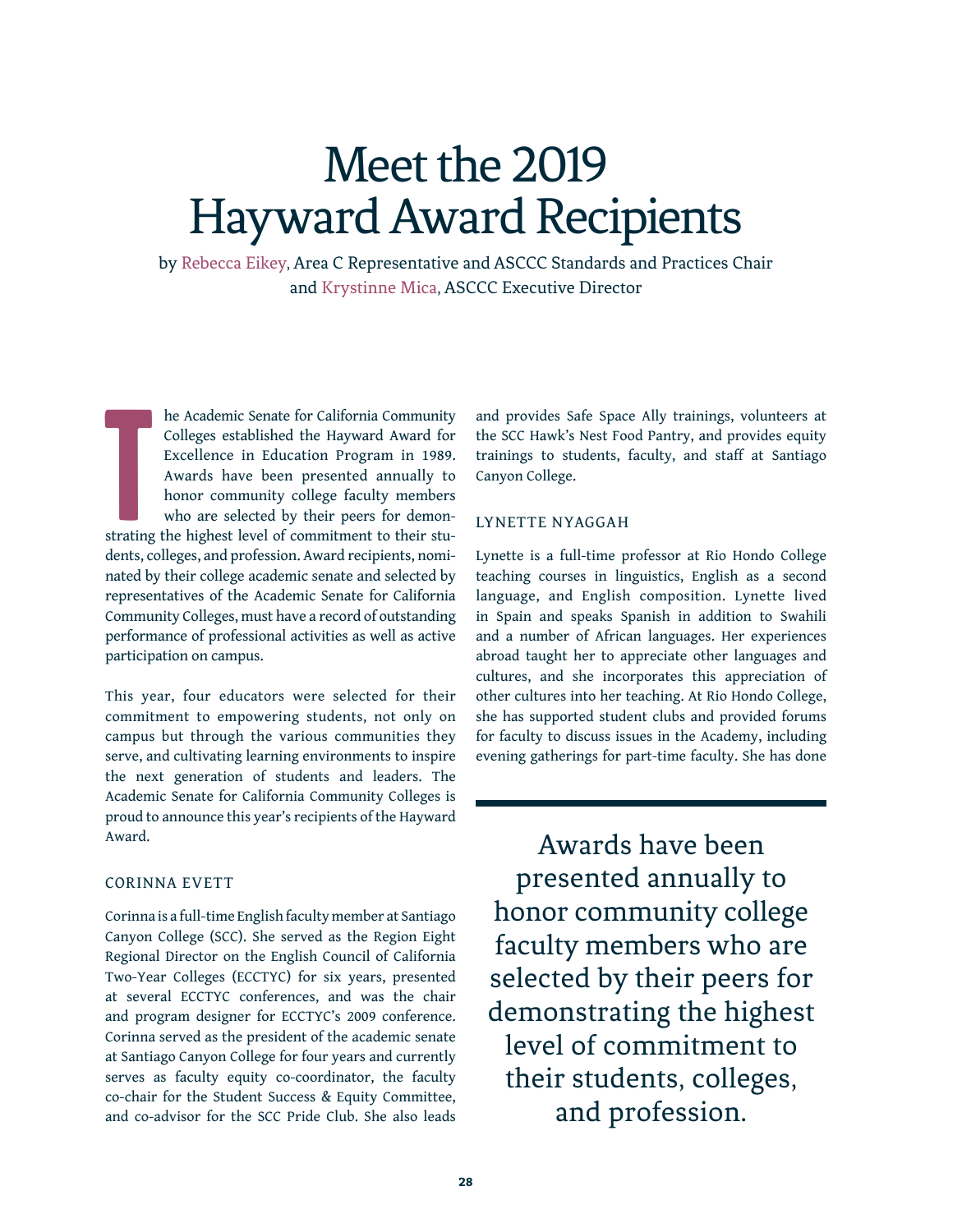# Meet the 2019 Hayward Award Recipients

by Rebecca Eikey, Area C Representative and ASCCC Standards and Practices Chair and Krystinne Mica, ASCCC Executive Director

The Academic Senate for California Community Colleges established the Hayward Award for Excellence in Education Program in 1989. Awards have been presented annually to honor community college faculty members who are selected by their peers for demonstrating the highest level of commitment to their students, colleges, and profession. Award recipients, nominated by their college academic senate and selected by representatives of the Academic Senate for California Community Colleges, must have a record of outstanding performance of professional activities as well as active participation on campus.

This year, four educators were selected for their commitment to empowering students, not only on campus but through the various communities they serve, and cultivating learning environments to inspire the next generation of students and leaders. The Academic Senate for California Community Colleges is proud to announce this year's recipients of the Hayward Award.

### CORINNA EVETT

Corinna is a full-time English faculty member at Santiago Canyon College (SCC). She served as the Region Eight Regional Director on the English Council of California Two-Year Colleges (ECCTYC) for six years, presented at several ECCTYC conferences, and was the chair and program designer for ECCTYC's 2009 conference. Corinna served as the president of the academic senate at Santiago Canyon College for four years and currently serves as faculty equity co-coordinator, the faculty co-chair for the Student Success & Equity Committee, and co-advisor for the SCC Pride Club. She also leads and provides Safe Space Ally trainings, volunteers at the SCC Hawk's Nest Food Pantry, and provides equity trainings to students, faculty, and staff at Santiago Canyon College.

### LYNETTE NYAGGAH

Lynette is a full-time professor at Rio Hondo College teaching courses in linguistics, English as a second language, and English composition. Lynette lived in Spain and speaks Spanish in addition to Swahili and a number of African languages. Her experiences abroad taught her to appreciate other languages and cultures, and she incorporates this appreciation of other cultures into her teaching. At Rio Hondo College, she has supported student clubs and provided forums for faculty to discuss issues in the Academy, including evening gatherings for part-time faculty. She has done

> Awards have been presented annually to honor community college faculty members who are selected by their peers for demonstrating the highest level of commitment to their students, colleges, and profession.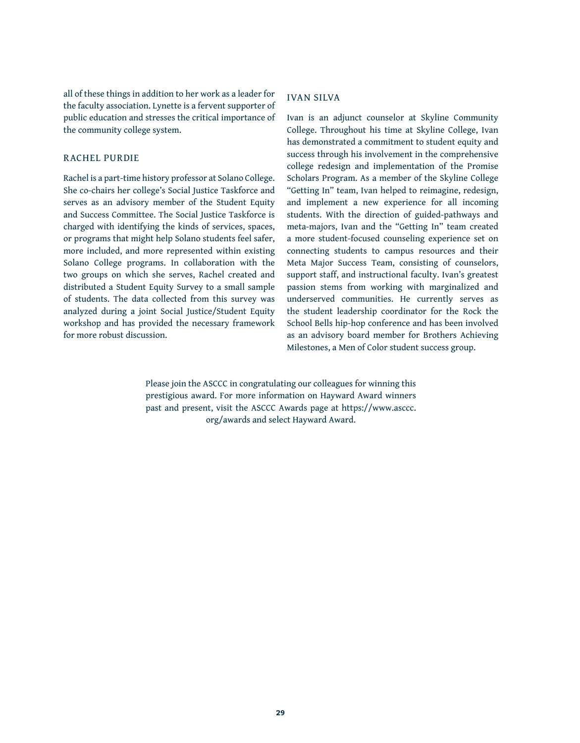all of these things in addition to her work as a leader for the faculty association. Lynette is a fervent supporter of public education and stresses the critical importance of the community college system.

### RACHEL PURDIE

Rachel is a part-time history professor at Solano College. She co-chairs her college's Social Justice Taskforce and serves as an advisory member of the Student Equity and Success Committee. The Social Justice Taskforce is charged with identifying the kinds of services, spaces, or programs that might help Solano students feel safer, more included, and more represented within existing Solano College programs. In collaboration with the two groups on which she serves, Rachel created and distributed a Student Equity Survey to a small sample of students. The data collected from this survey was analyzed during a joint Social Justice/Student Equity workshop and has provided the necessary framework for more robust discussion.

### IVAN SILVA

Ivan is an adjunct counselor at Skyline Community College. Throughout his time at Skyline College, Ivan has demonstrated a commitment to student equity and success through his involvement in the comprehensive college redesign and implementation of the Promise Scholars Program. As a member of the Skyline College "Getting In" team, Ivan helped to reimagine, redesign, and implement a new experience for all incoming students. With the direction of guided-pathways and meta-majors, Ivan and the "Getting In" team created a more student-focused counseling experience set on connecting students to campus resources and their Meta Major Success Team, consisting of counselors, support staff, and instructional faculty. Ivan's greatest passion stems from working with marginalized and underserved communities. He currently serves as the student leadership coordinator for the Rock the School Bells hip-hop conference and has been involved as an advisory board member for Brothers Achieving Milestones, a Men of Color student success group.

Please join the ASCCC in congratulating our colleagues for winning this prestigious award. For more information on Hayward Award winners past and present, visit the ASCCC Awards page at https://www.asccc.org/awards and select Hayward Award.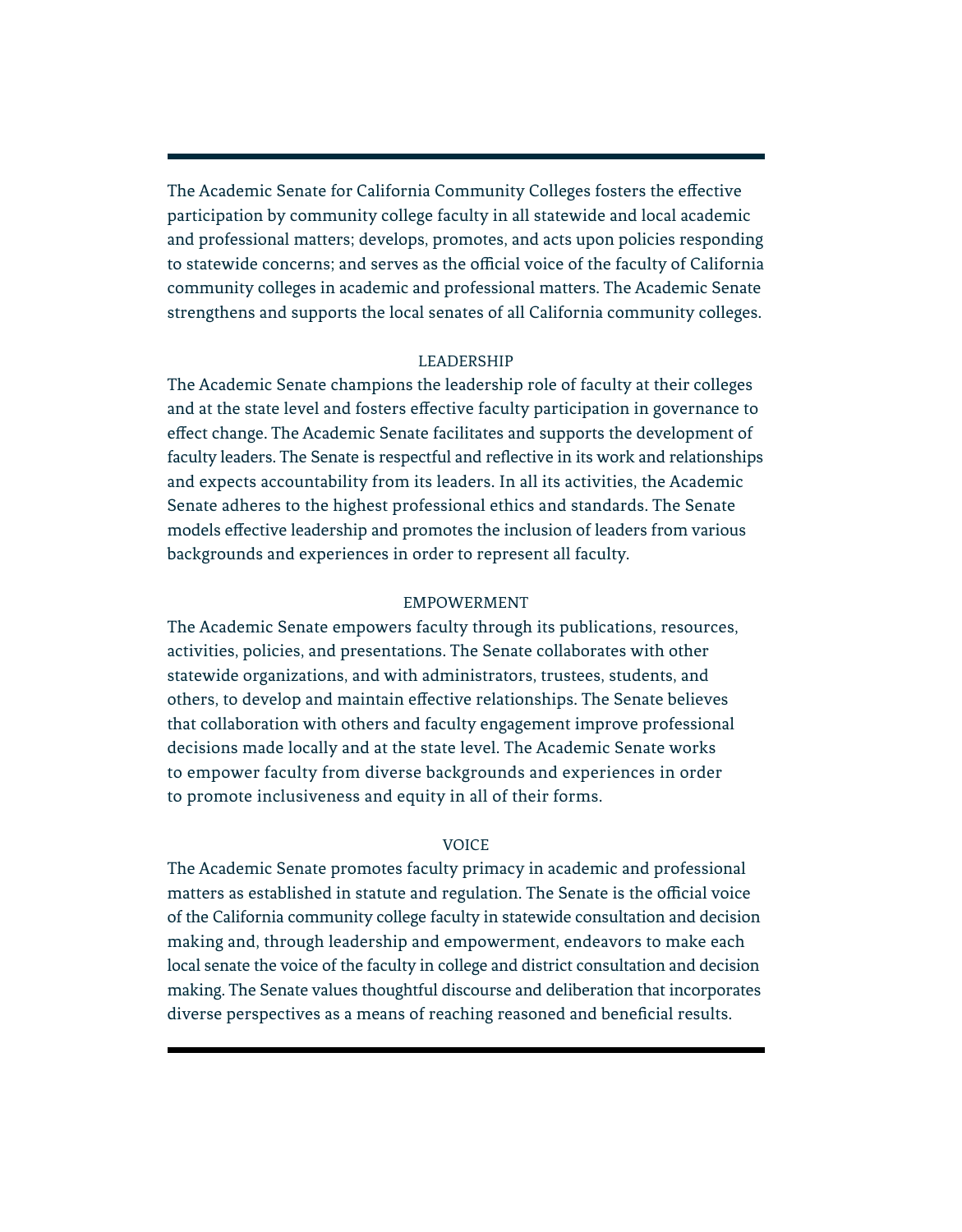The Academic Senate for California Community Colleges fosters the effective participation by community college faculty in all statewide and local academic and professional matters; develops, promotes, and acts upon policies responding to statewide concerns; and serves as the official voice of the faculty of California community colleges in academic and professional matters. The Academic Senate strengthens and supports the local senates of all California community colleges.

## LEADERSHIP

The Academic Senate champions the leadership role of faculty at their colleges and at the state level and fosters effective faculty participation in governance to effect change. The Academic Senate facilitates and supports the development of faculty leaders. The Senate is respectful and reflective in its work and relationships and expects accountability from its leaders. In all its activities, the Academic Senate adheres to the highest professional ethics and standards. The Senate models effective leadership and promotes the inclusion of leaders from various backgrounds and experiences in order to represent all faculty.

## EMPOWERMENT

The Academic Senate empowers faculty through its publications, resources, activities, policies, and presentations. The Senate collaborates with other statewide organizations, and with administrators, trustees, students, and others, to develop and maintain effective relationships. The Senate believes that collaboration with others and faculty engagement improve professional decisions made locally and at the state level. The Academic Senate works to empower faculty from diverse backgrounds and experiences in order to promote inclusiveness and equity in all of their forms.

## VOICE

The Academic Senate promotes faculty primacy in academic and professional matters as established in statute and regulation. The Senate is the official voice of the California community college faculty in statewide consultation and decision making and, through leadership and empowerment, endeavors to make each local senate the voice of the faculty in college and district consultation and decision making. The Senate values thoughtful discourse and deliberation that incorporates diverse perspectives as a means of reaching reasoned and beneficial results.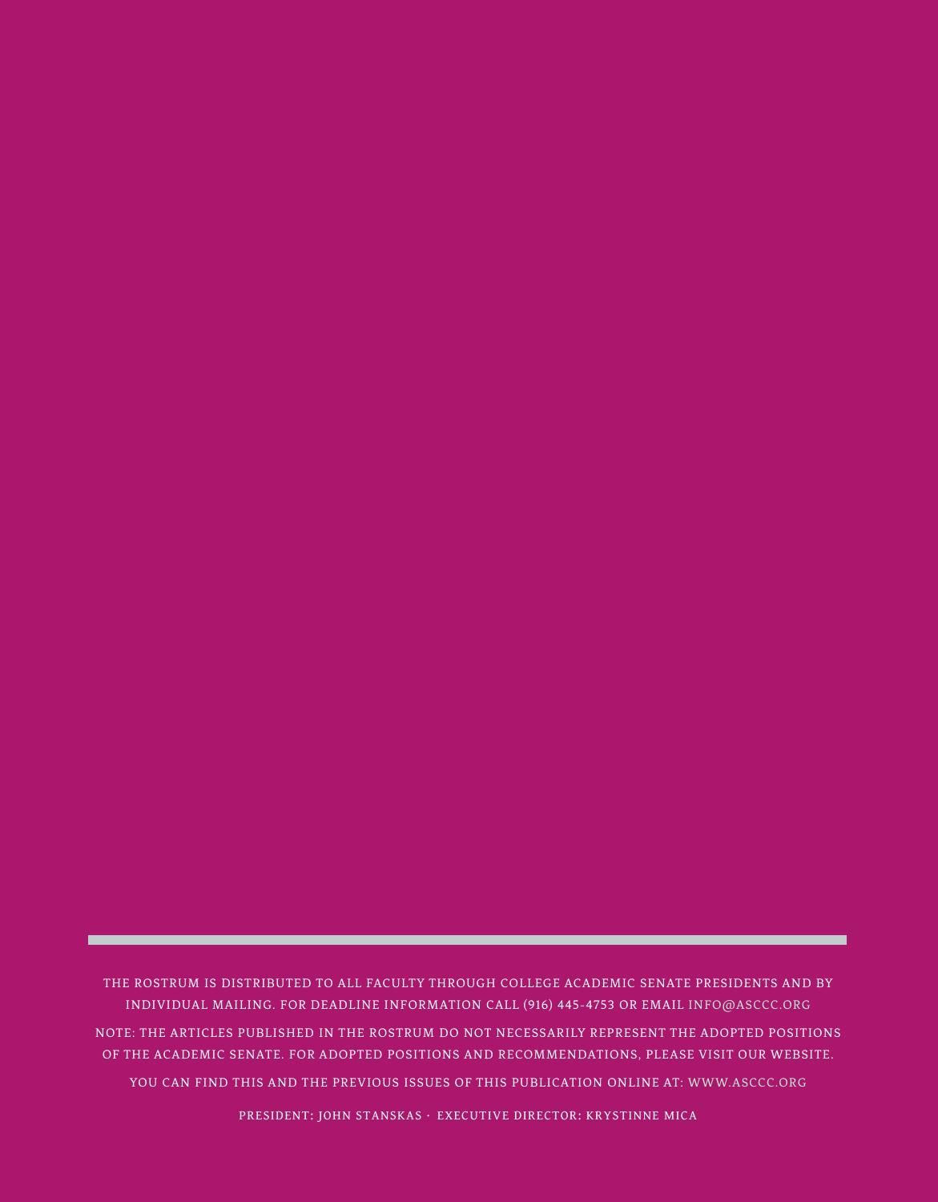THE ROSTRUM IS DISTRIBUTED TO ALL FACULTY THROUGH COLLEGE ACADEMIC SENATE PRESIDENTS AND BY INDIVIDUAL MAILING. FOR DEADLINE INFORMATION CALL (916) 445-4753 OR EMAIL INFO@ASCCC.ORG

NOTE: THE ARTICLES PUBLISHED IN THE ROSTRUM DO NOT NECESSARILY REPRESENT THE ADOPTED POSITIONS OF THE ACADEMIC SENATE. FOR ADOPTED POSITIONS AND RECOMMENDATIONS, PLEASE VISIT OUR WEBSITE.

YOU CAN FIND THIS AND THE PREVIOUS ISSUES OF THIS PUBLICATION ONLINE AT: WWW.ASCCC.ORG

PRESIDENT: JOHN STANSKAS · EXECUTIVE DIRECTOR: KRYSTINNE MICA